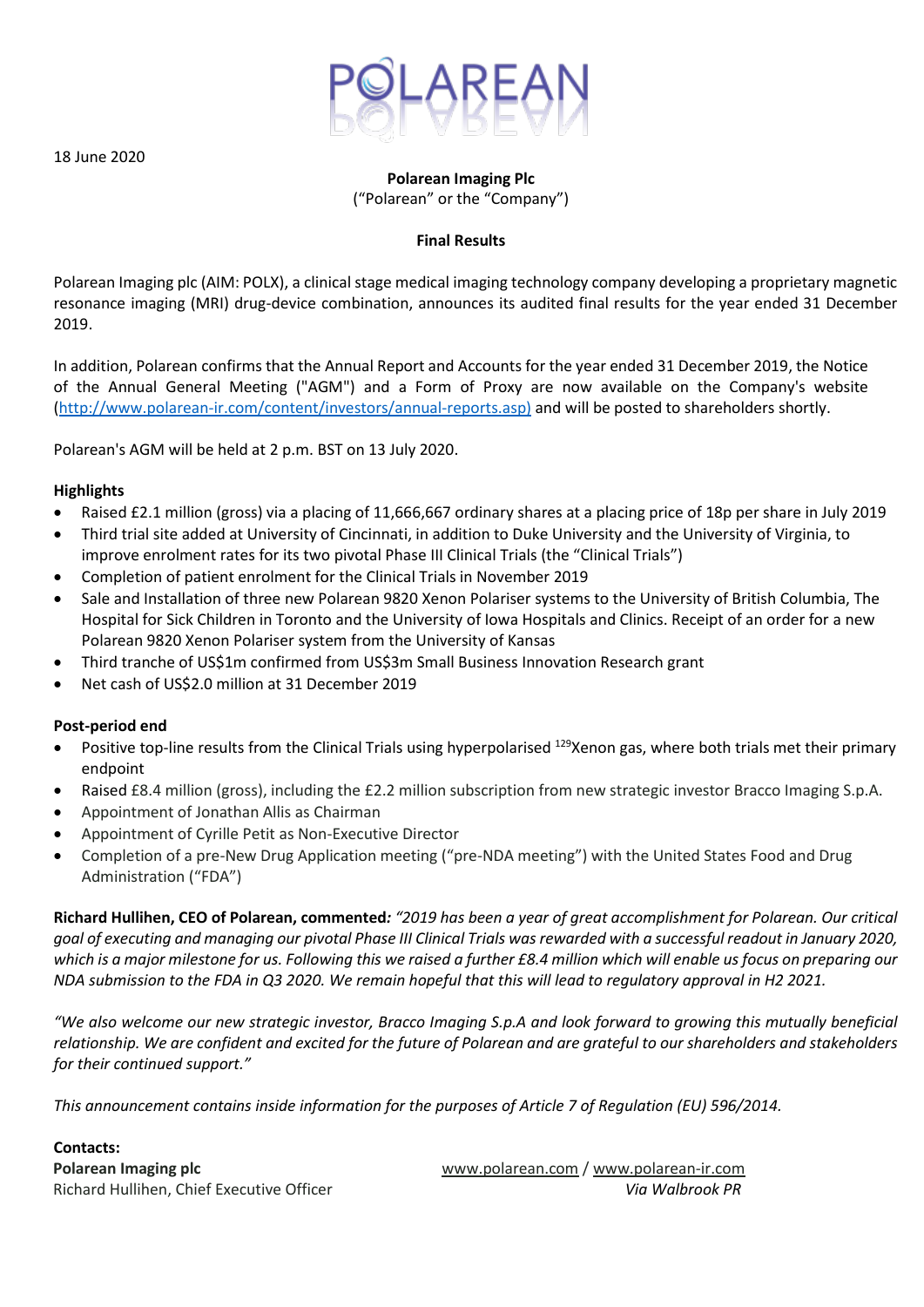18 June 2020

**Polarean Imaging Plc**
("Polarean" or the "Company")

**Final Results**

Polarean Imaging plc (AIM: POLX), a clinical stage medical imaging technology company developing a proprietary magnetic resonance imaging (MRI) drug-device combination, announces its audited final results for the year ended 31 December 2019.

In addition, Polarean confirms that the Annual Report and Accounts for the year ended 31 December 2019, the Notice of the Annual General Meeting ("AGM") and a Form of Proxy are now available on the Company's website (http://www.polarean-ir.com/content/investors/annual-reports.asp) and will be posted to shareholders shortly.

Polarean's AGM will be held at 2 p.m. BST on 13 July 2020.

**Highlights**

- Raised £2.1 million (gross) via a placing of 11,666,667 ordinary shares at a placing price of 18p per share in July 2019
- Third trial site added at University of Cincinnati, in addition to Duke University and the University of Virginia, to improve enrolment rates for its two pivotal Phase III Clinical Trials (the "Clinical Trials")
- Completion of patient enrolment for the Clinical Trials in November 2019
- Sale and Installation of three new Polarean 9820 Xenon Polariser systems to the University of British Columbia, The Hospital for Sick Children in Toronto and the University of Iowa Hospitals and Clinics. Receipt of an order for a new Polarean 9820 Xenon Polariser system from the University of Kansas
- Third tranche of US$1m confirmed from US$3m Small Business Innovation Research grant
- Net cash of US$2.0 million at 31 December 2019

**Post-period end**

- Positive top-line results from the Clinical Trials using hyperpolarised $^{129}$Xenon gas, where both trials met their primary endpoint
- Raised £8.4 million (gross), including the £2.2 million subscription from new strategic investor Bracco Imaging S.p.A.
- Appointment of Jonathan Allis as Chairman
- Appointment of Cyrille Petit as Non-Executive Director
- Completion of a pre-New Drug Application meeting ("pre-NDA meeting") with the United States Food and Drug Administration ("FDA")

**Richard Hullihen, CEO of Polarean, commented***: "2019 has been a year of great accomplishment for Polarean. Our critical goal of executing and managing our pivotal Phase III Clinical Trials was rewarded with a successful readout in January 2020, which is a major milestone for us. Following this we raised a further £8.4 million which will enable us focus on preparing our NDA submission to the FDA in Q3 2020. We remain hopeful that this will lead to regulatory approval in H2 2021.*

*"We also welcome our new strategic investor, Bracco Imaging S.p.A and look forward to growing this mutually beneficial relationship. We are confident and excited for the future of Polarean and are grateful to our shareholders and stakeholders for their continued support."*

*This announcement contains inside information for the purposes of Article 7 of Regulation (EU) 596/2014.*

**Contacts:**

| | |
|---|---|
| **Polarean Imaging plc** | www.polarean.com / www.polarean-ir.com |
| Richard Hullihen, Chief Executive Officer | *Via Walbrook PR* |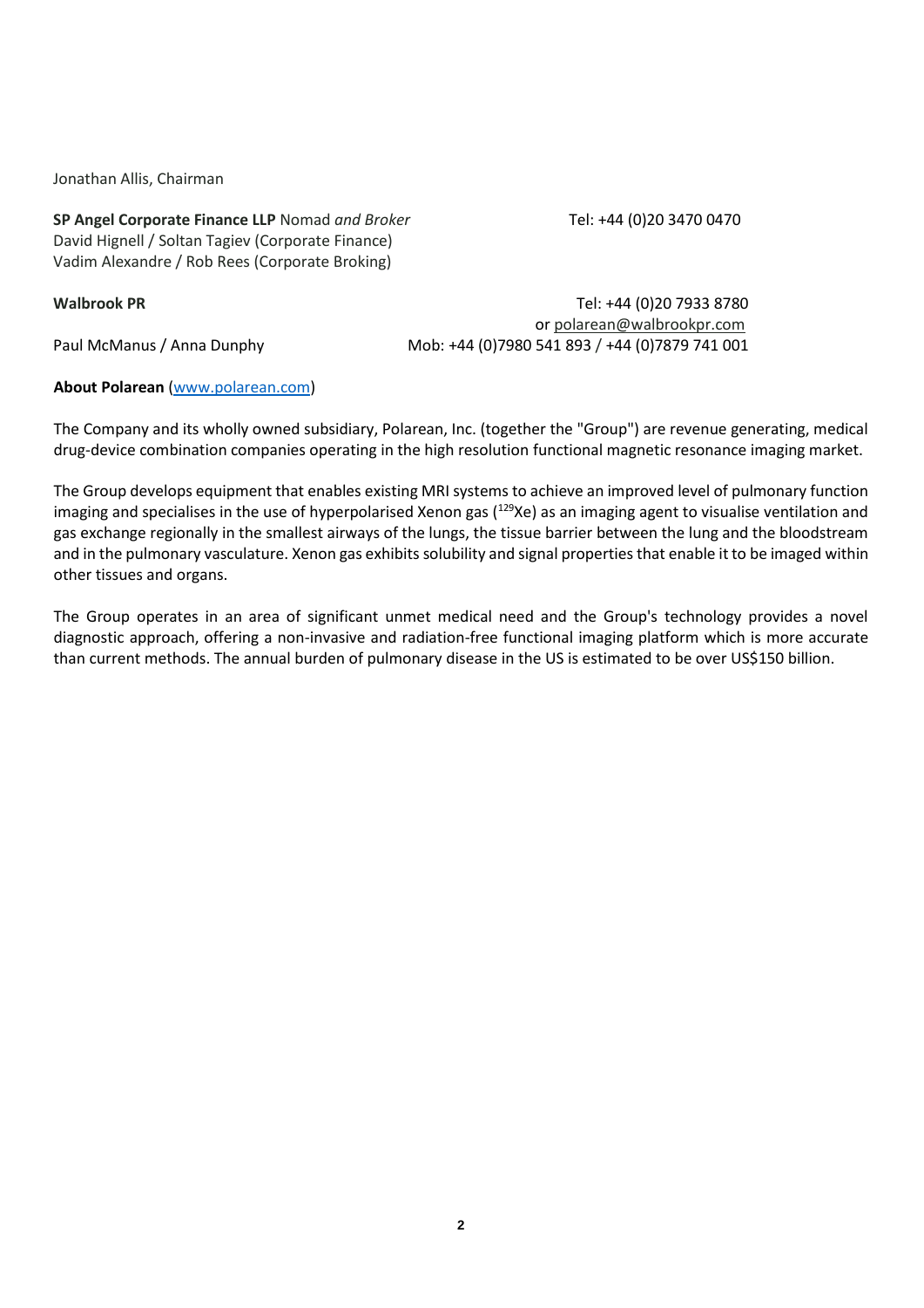Jonathan Allis, Chairman

**SP Angel Corporate Finance LLP** Nomad *and Broker* Tel: +44 (0)20 3470 0470
David Hignell / Soltan Tagiev (Corporate Finance)
Vadim Alexandre / Rob Rees (Corporate Broking)

**Walbrook PR** Tel: +44 (0)20 7933 8780
or polarean@walbrookpr.com
Paul McManus / Anna Dunphy Mob: +44 (0)7980 541 893 / +44 (0)7879 741 001

**About Polarean** (www.polarean.com)

The Company and its wholly owned subsidiary, Polarean, Inc. (together the "Group") are revenue generating, medical drug-device combination companies operating in the high resolution functional magnetic resonance imaging market.

The Group develops equipment that enables existing MRI systems to achieve an improved level of pulmonary function imaging and specialises in the use of hyperpolarised Xenon gas ($^{129}Xe$) as an imaging agent to visualise ventilation and gas exchange regionally in the smallest airways of the lungs, the tissue barrier between the lung and the bloodstream and in the pulmonary vasculature. Xenon gas exhibits solubility and signal properties that enable it to be imaged within other tissues and organs.

The Group operates in an area of significant unmet medical need and the Group's technology provides a novel diagnostic approach, offering a non-invasive and radiation-free functional imaging platform which is more accurate than current methods. The annual burden of pulmonary disease in the US is estimated to be over US$150 billion.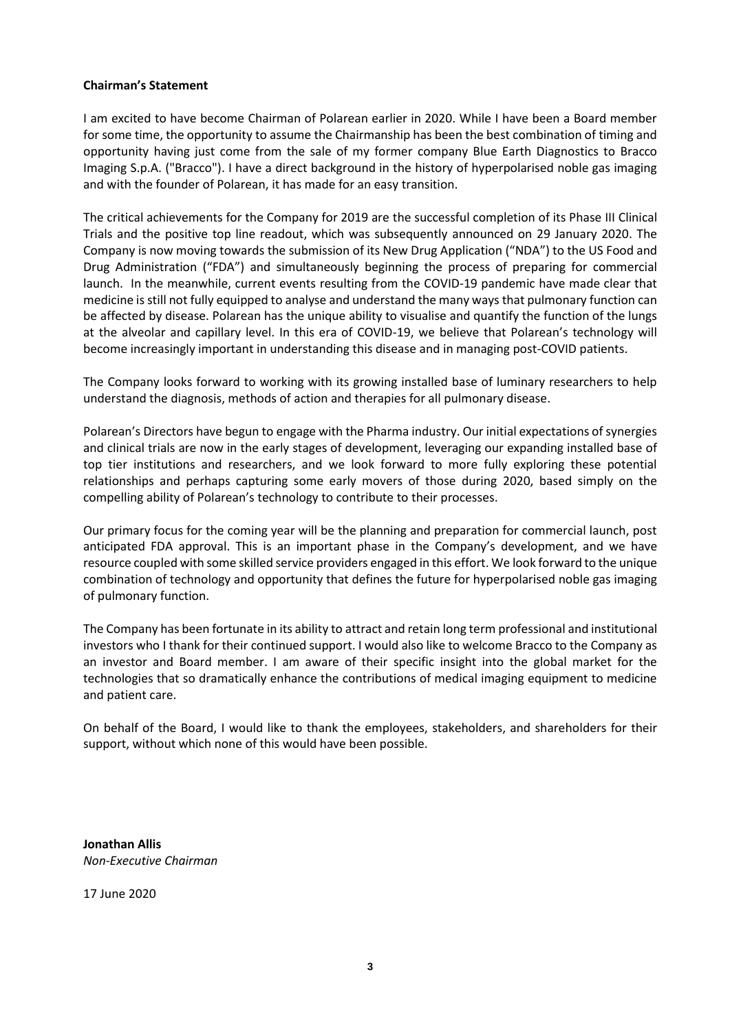## Chairman's Statement

I am excited to have become Chairman of Polarean earlier in 2020. While I have been a Board member for some time, the opportunity to assume the Chairmanship has been the best combination of timing and opportunity having just come from the sale of my former company Blue Earth Diagnostics to Bracco Imaging S.p.A. ("Bracco"). I have a direct background in the history of hyperpolarised noble gas imaging and with the founder of Polarean, it has made for an easy transition.

The critical achievements for the Company for 2019 are the successful completion of its Phase III Clinical Trials and the positive top line readout, which was subsequently announced on 29 January 2020. The Company is now moving towards the submission of its New Drug Application ("NDA") to the US Food and Drug Administration ("FDA") and simultaneously beginning the process of preparing for commercial launch. In the meanwhile, current events resulting from the COVID-19 pandemic have made clear that medicine is still not fully equipped to analyse and understand the many ways that pulmonary function can be affected by disease. Polarean has the unique ability to visualise and quantify the function of the lungs at the alveolar and capillary level. In this era of COVID-19, we believe that Polarean's technology will become increasingly important in understanding this disease and in managing post-COVID patients.

The Company looks forward to working with its growing installed base of luminary researchers to help understand the diagnosis, methods of action and therapies for all pulmonary disease.

Polarean's Directors have begun to engage with the Pharma industry. Our initial expectations of synergies and clinical trials are now in the early stages of development, leveraging our expanding installed base of top tier institutions and researchers, and we look forward to more fully exploring these potential relationships and perhaps capturing some early movers of those during 2020, based simply on the compelling ability of Polarean's technology to contribute to their processes.

Our primary focus for the coming year will be the planning and preparation for commercial launch, post anticipated FDA approval. This is an important phase in the Company's development, and we have resource coupled with some skilled service providers engaged in this effort. We look forward to the unique combination of technology and opportunity that defines the future for hyperpolarised noble gas imaging of pulmonary function.

The Company has been fortunate in its ability to attract and retain long term professional and institutional investors who I thank for their continued support. I would also like to welcome Bracco to the Company as an investor and Board member. I am aware of their specific insight into the global market for the technologies that so dramatically enhance the contributions of medical imaging equipment to medicine and patient care.

On behalf of the Board, I would like to thank the employees, stakeholders, and shareholders for their support, without which none of this would have been possible.

**Jonathan Allis**
*Non-Executive Chairman*

17 June 2020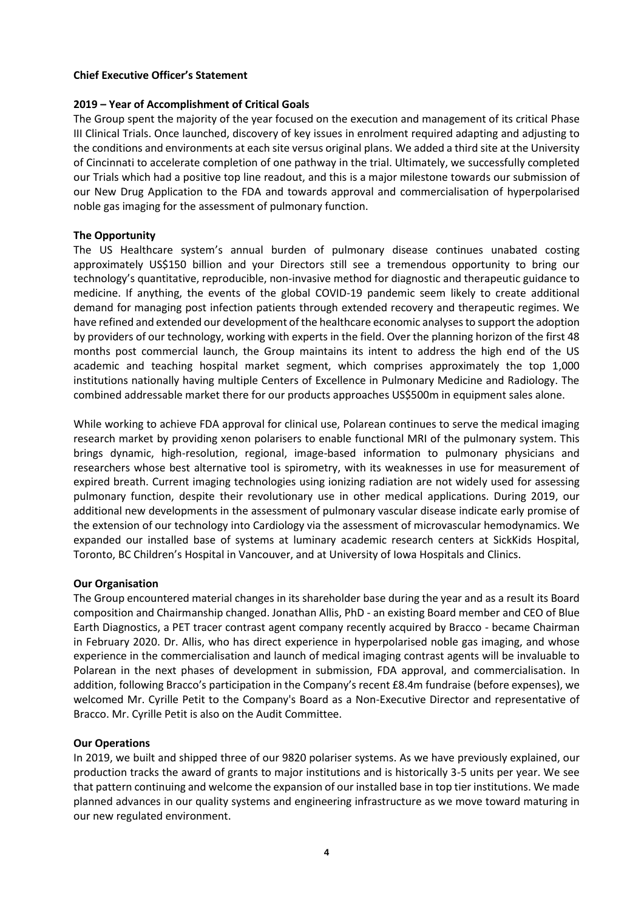## Chief Executive Officer's Statement

### 2019 – Year of Accomplishment of Critical Goals

The Group spent the majority of the year focused on the execution and management of its critical Phase III Clinical Trials. Once launched, discovery of key issues in enrolment required adapting and adjusting to the conditions and environments at each site versus original plans. We added a third site at the University of Cincinnati to accelerate completion of one pathway in the trial. Ultimately, we successfully completed our Trials which had a positive top line readout, and this is a major milestone towards our submission of our New Drug Application to the FDA and towards approval and commercialisation of hyperpolarised noble gas imaging for the assessment of pulmonary function.

### The Opportunity

The US Healthcare system's annual burden of pulmonary disease continues unabated costing approximately US$150 billion and your Directors still see a tremendous opportunity to bring our technology's quantitative, reproducible, non-invasive method for diagnostic and therapeutic guidance to medicine. If anything, the events of the global COVID-19 pandemic seem likely to create additional demand for managing post infection patients through extended recovery and therapeutic regimes. We have refined and extended our development of the healthcare economic analyses to support the adoption by providers of our technology, working with experts in the field. Over the planning horizon of the first 48 months post commercial launch, the Group maintains its intent to address the high end of the US academic and teaching hospital market segment, which comprises approximately the top 1,000 institutions nationally having multiple Centers of Excellence in Pulmonary Medicine and Radiology. The combined addressable market there for our products approaches US$500m in equipment sales alone.

While working to achieve FDA approval for clinical use, Polarean continues to serve the medical imaging research market by providing xenon polarisers to enable functional MRI of the pulmonary system. This brings dynamic, high-resolution, regional, image-based information to pulmonary physicians and researchers whose best alternative tool is spirometry, with its weaknesses in use for measurement of expired breath. Current imaging technologies using ionizing radiation are not widely used for assessing pulmonary function, despite their revolutionary use in other medical applications. During 2019, our additional new developments in the assessment of pulmonary vascular disease indicate early promise of the extension of our technology into Cardiology via the assessment of microvascular hemodynamics. We expanded our installed base of systems at luminary academic research centers at SickKids Hospital, Toronto, BC Children's Hospital in Vancouver, and at University of Iowa Hospitals and Clinics.

### Our Organisation

The Group encountered material changes in its shareholder base during the year and as a result its Board composition and Chairmanship changed. Jonathan Allis, PhD - an existing Board member and CEO of Blue Earth Diagnostics, a PET tracer contrast agent company recently acquired by Bracco - became Chairman in February 2020. Dr. Allis, who has direct experience in hyperpolarised noble gas imaging, and whose experience in the commercialisation and launch of medical imaging contrast agents will be invaluable to Polarean in the next phases of development in submission, FDA approval, and commercialisation. In addition, following Bracco's participation in the Company's recent £8.4m fundraise (before expenses), we welcomed Mr. Cyrille Petit to the Company's Board as a Non-Executive Director and representative of Bracco. Mr. Cyrille Petit is also on the Audit Committee.

### Our Operations

In 2019, we built and shipped three of our 9820 polariser systems. As we have previously explained, our production tracks the award of grants to major institutions and is historically 3-5 units per year. We see that pattern continuing and welcome the expansion of our installed base in top tier institutions. We made planned advances in our quality systems and engineering infrastructure as we move toward maturing in our new regulated environment.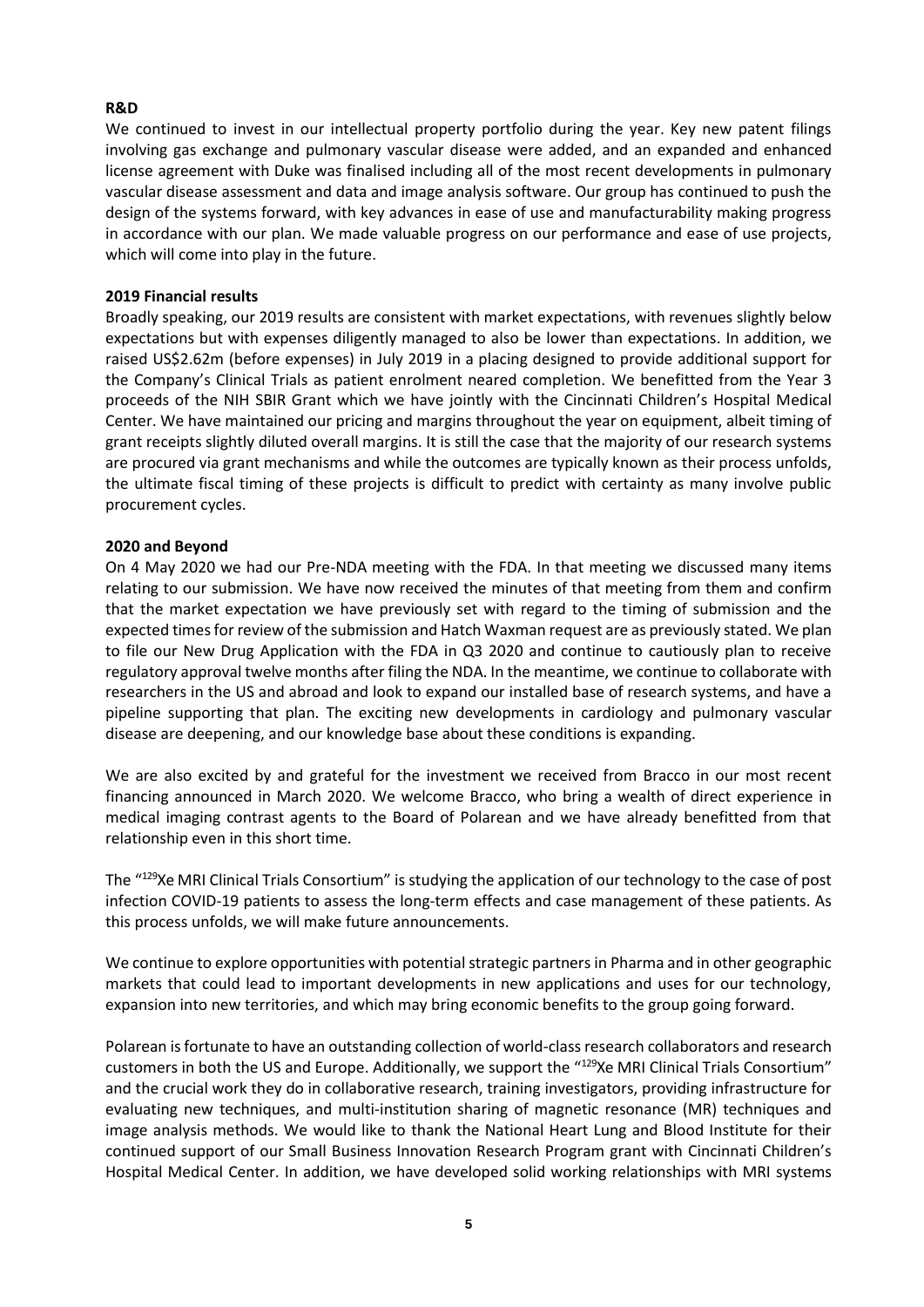**R&D**

We continued to invest in our intellectual property portfolio during the year. Key new patent filings involving gas exchange and pulmonary vascular disease were added, and an expanded and enhanced license agreement with Duke was finalised including all of the most recent developments in pulmonary vascular disease assessment and data and image analysis software. Our group has continued to push the design of the systems forward, with key advances in ease of use and manufacturability making progress in accordance with our plan. We made valuable progress on our performance and ease of use projects, which will come into play in the future.

**2019 Financial results**

Broadly speaking, our 2019 results are consistent with market expectations, with revenues slightly below expectations but with expenses diligently managed to also be lower than expectations. In addition, we raised US$2.62m (before expenses) in July 2019 in a placing designed to provide additional support for the Company's Clinical Trials as patient enrolment neared completion. We benefitted from the Year 3 proceeds of the NIH SBIR Grant which we have jointly with the Cincinnati Children's Hospital Medical Center. We have maintained our pricing and margins throughout the year on equipment, albeit timing of grant receipts slightly diluted overall margins. It is still the case that the majority of our research systems are procured via grant mechanisms and while the outcomes are typically known as their process unfolds, the ultimate fiscal timing of these projects is difficult to predict with certainty as many involve public procurement cycles.

**2020 and Beyond**

On 4 May 2020 we had our Pre-NDA meeting with the FDA. In that meeting we discussed many items relating to our submission. We have now received the minutes of that meeting from them and confirm that the market expectation we have previously set with regard to the timing of submission and the expected times for review of the submission and Hatch Waxman request are as previously stated. We plan to file our New Drug Application with the FDA in Q3 2020 and continue to cautiously plan to receive regulatory approval twelve months after filing the NDA. In the meantime, we continue to collaborate with researchers in the US and abroad and look to expand our installed base of research systems, and have a pipeline supporting that plan. The exciting new developments in cardiology and pulmonary vascular disease are deepening, and our knowledge base about these conditions is expanding.

We are also excited by and grateful for the investment we received from Bracco in our most recent financing announced in March 2020. We welcome Bracco, who bring a wealth of direct experience in medical imaging contrast agents to the Board of Polarean and we have already benefitted from that relationship even in this short time.

The "$^{129}$Xe MRI Clinical Trials Consortium" is studying the application of our technology to the case of post infection COVID-19 patients to assess the long-term effects and case management of these patients. As this process unfolds, we will make future announcements.

We continue to explore opportunities with potential strategic partners in Pharma and in other geographic markets that could lead to important developments in new applications and uses for our technology, expansion into new territories, and which may bring economic benefits to the group going forward.

Polarean is fortunate to have an outstanding collection of world-class research collaborators and research customers in both the US and Europe. Additionally, we support the "$^{129}$Xe MRI Clinical Trials Consortium" and the crucial work they do in collaborative research, training investigators, providing infrastructure for evaluating new techniques, and multi-institution sharing of magnetic resonance (MR) techniques and image analysis methods. We would like to thank the National Heart Lung and Blood Institute for their continued support of our Small Business Innovation Research Program grant with Cincinnati Children's Hospital Medical Center. In addition, we have developed solid working relationships with MRI systems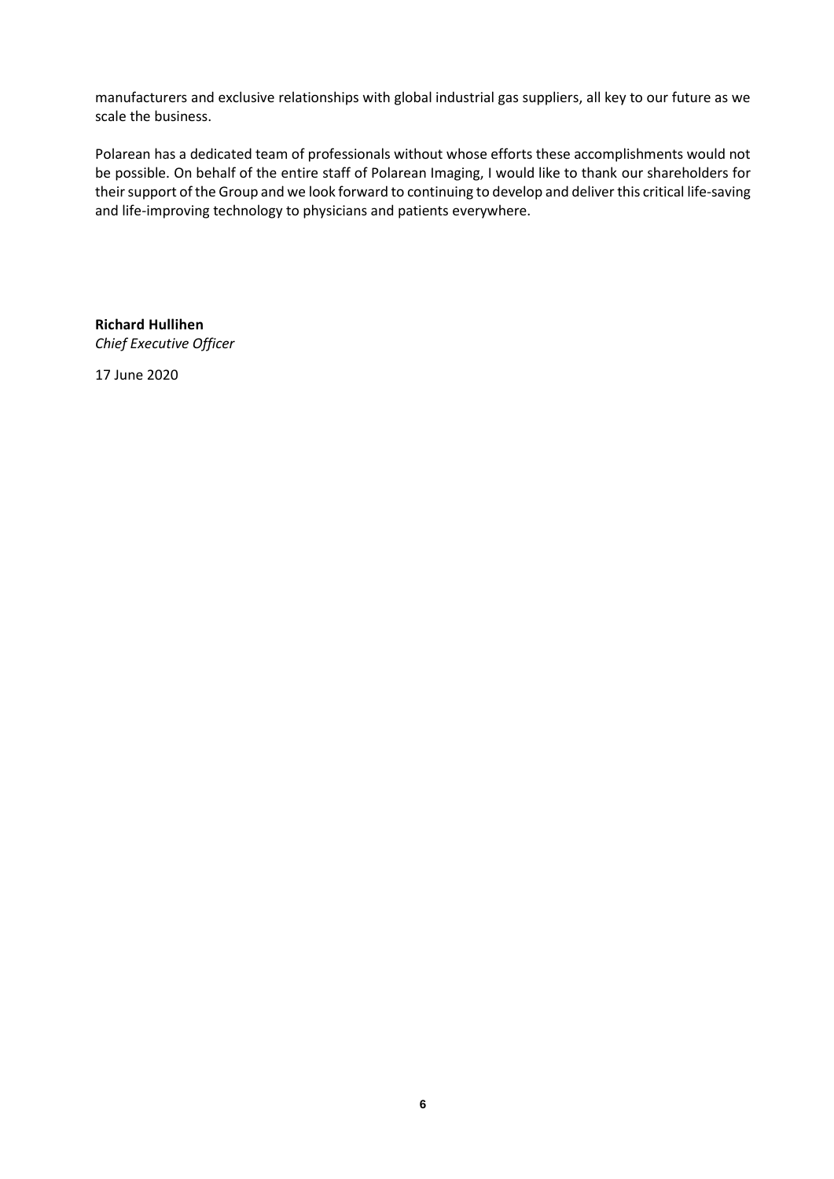manufacturers and exclusive relationships with global industrial gas suppliers, all key to our future as we scale the business.

Polarean has a dedicated team of professionals without whose efforts these accomplishments would not be possible. On behalf of the entire staff of Polarean Imaging, I would like to thank our shareholders for their support of the Group and we look forward to continuing to develop and deliver this critical life-saving and life-improving technology to physicians and patients everywhere.

**Richard Hullihen**
*Chief Executive Officer*

17 June 2020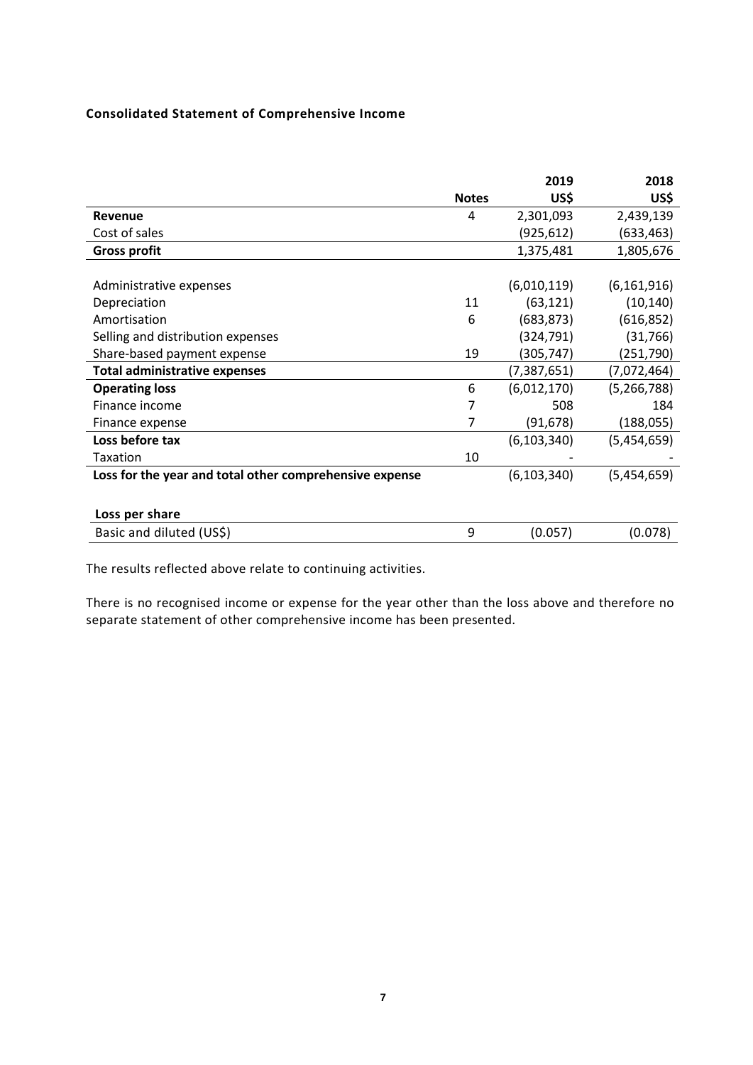**Consolidated Statement of Comprehensive Income**

| | Notes | 2019 US$ | 2018 US$ |
|---|---|---|---|
| **Revenue** | 4 | 2,301,093 | 2,439,139 |
| Cost of sales | | (925,612) | (633,463) |
| **Gross profit** | | 1,375,481 | 1,805,676 |
| | | | |
| Administrative expenses | | (6,010,119) | (6,161,916) |
| Depreciation | 11 | (63,121) | (10,140) |
| Amortisation | 6 | (683,873) | (616,852) |
| Selling and distribution expenses | | (324,791) | (31,766) |
| Share-based payment expense | 19 | (305,747) | (251,790) |
| **Total administrative expenses** | | (7,387,651) | (7,072,464) |
| **Operating loss** | 6 | (6,012,170) | (5,266,788) |
| Finance income | 7 | 508 | 184 |
| Finance expense | 7 | (91,678) | (188,055) |
| **Loss before tax** | | (6,103,340) | (5,454,659) |
| Taxation | 10 | - | - |
| **Loss for the year and total other comprehensive expense** | | (6,103,340) | (5,454,659) |
| | | | |
| **Loss per share** | | | |
| Basic and diluted (US$) | 9 | (0.057) | (0.078) |

The results reflected above relate to continuing activities.

There is no recognised income or expense for the year other than the loss above and therefore no separate statement of other comprehensive income has been presented.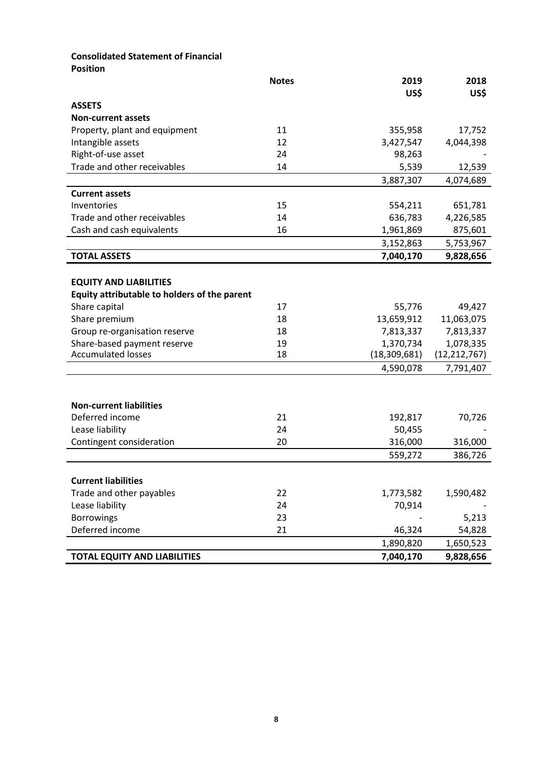**Consolidated Statement of Financial Position**

| | Notes | 2019 US$ | 2018 US$ |
|---|---|---|---|
| **ASSETS** | | | |
| **Non-current assets** | | | |
| Property, plant and equipment | 11 | 355,958 | 17,752 |
| Intangible assets | 12 | 3,427,547 | 4,044,398 |
| Right-of-use asset | 24 | 98,263 | - |
| Trade and other receivables | 14 | 5,539 | 12,539 |
| | | 3,887,307 | 4,074,689 |
| **Current assets** | | | |
| Inventories | 15 | 554,211 | 651,781 |
| Trade and other receivables | 14 | 636,783 | 4,226,585 |
| Cash and cash equivalents | 16 | 1,961,869 | 875,601 |
| | | 3,152,863 | 5,753,967 |
| **TOTAL ASSETS** | | **7,040,170** | **9,828,656** |
| | | | |
| **EQUITY AND LIABILITIES** | | | |
| **Equity attributable to holders of the parent** | | | |
| Share capital | 17 | 55,776 | 49,427 |
| Share premium | 18 | 13,659,912 | 11,063,075 |
| Group re-organisation reserve | 18 | 7,813,337 | 7,813,337 |
| Share-based payment reserve | 19 | 1,370,734 | 1,078,335 |
| Accumulated losses | 18 | (18,309,681) | (12,212,767) |
| | | 4,590,078 | 7,791,407 |
| | | | |
| **Non-current liabilities** | | | |
| Deferred income | 21 | 192,817 | 70,726 |
| Lease liability | 24 | 50,455 | - |
| Contingent consideration | 20 | 316,000 | 316,000 |
| | | 559,272 | 386,726 |
| | | | |
| **Current liabilities** | | | |
| Trade and other payables | 22 | 1,773,582 | 1,590,482 |
| Lease liability | 24 | 70,914 | - |
| Borrowings | 23 | - | 5,213 |
| Deferred income | 21 | 46,324 | 54,828 |
| | | 1,890,820 | 1,650,523 |
| **TOTAL EQUITY AND LIABILITIES** | | **7,040,170** | **9,828,656** |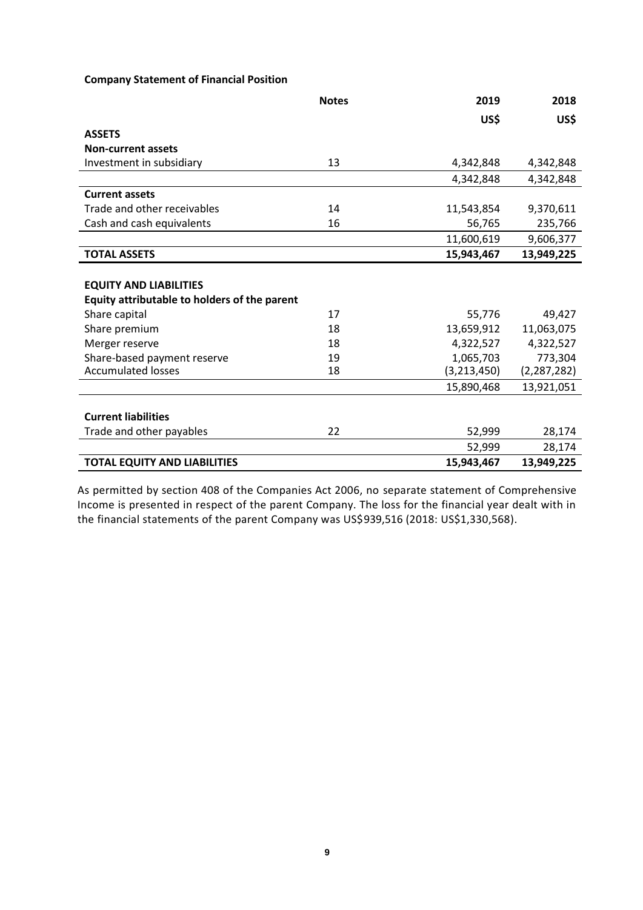**Company Statement of Financial Position**

| | Notes | 2019 | 2018 |
|---|---|---|---|
| | | US$ | US$ |
| **ASSETS** | | | |
| **Non-current assets** | | | |
| Investment in subsidiary | 13 | 4,342,848 | 4,342,848 |
| | | 4,342,848 | 4,342,848 |
| **Current assets** | | | |
| Trade and other receivables | 14 | 11,543,854 | 9,370,611 |
| Cash and cash equivalents | 16 | 56,765 | 235,766 |
| | | 11,600,619 | 9,606,377 |
| **TOTAL ASSETS** | | **15,943,467** | **13,949,225** |
| | | | |
| **EQUITY AND LIABILITIES** | | | |
| **Equity attributable to holders of the parent** | | | |
| Share capital | 17 | 55,776 | 49,427 |
| Share premium | 18 | 13,659,912 | 11,063,075 |
| Merger reserve | 18 | 4,322,527 | 4,322,527 |
| Share-based payment reserve | 19 | 1,065,703 | 773,304 |
| Accumulated losses | 18 | (3,213,450) | (2,287,282) |
| | | 15,890,468 | 13,921,051 |
| | | | |
| **Current liabilities** | | | |
| Trade and other payables | 22 | 52,999 | 28,174 |
| | | 52,999 | 28,174 |
| **TOTAL EQUITY AND LIABILITIES** | | **15,943,467** | **13,949,225** |

As permitted by section 408 of the Companies Act 2006, no separate statement of Comprehensive Income is presented in respect of the parent Company. The loss for the financial year dealt with in the financial statements of the parent Company was US$939,516 (2018: US$1,330,568).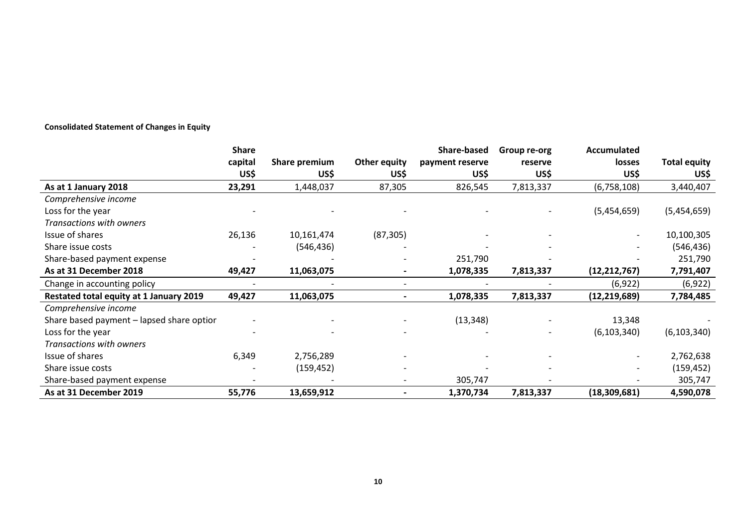**Consolidated Statement of Changes in Equity**

| | Share capital US$ | Share premium US$ | Other equity US$ | Share-based payment reserve US$ | Group re-org reserve US$ | Accumulated losses US$ | Total equity US$ |
|---|---|---|---|---|---|---|---|
| **As at 1 January 2018** | **23,291** | 1,448,037 | 87,305 | 826,545 | 7,813,337 | (6,758,108) | 3,440,407 |
| *Comprehensive income* | | | | | | | |
| Loss for the year | - | - | - | - | - | (5,454,659) | (5,454,659) |
| *Transactions with owners* | | | | | | | |
| Issue of shares | 26,136 | 10,161,474 | (87,305) | - | - | - | 10,100,305 |
| Share issue costs | - | (546,436) | - | - | - | - | (546,436) |
| Share-based payment expense | - | - | - | 251,790 | - | - | 251,790 |
| **As at 31 December 2018** | **49,427** | **11,063,075** | **-** | **1,078,335** | **7,813,337** | **(12,212,767)** | **7,791,407** |
| Change in accounting policy | - | - | - | - | - | (6,922) | (6,922) |
| **Restated total equity at 1 January 2019** | **49,427** | **11,063,075** | **-** | **1,078,335** | **7,813,337** | **(12,219,689)** | **7,784,485** |
| *Comprehensive income* | | | | | | | |
| Share based payment – lapsed share optior | - | - | - | (13,348) | - | 13,348 | - |
| Loss for the year | - | - | - | - | - | (6,103,340) | (6,103,340) |
| *Transactions with owners* | | | | | | | |
| Issue of shares | 6,349 | 2,756,289 | - | - | - | - | 2,762,638 |
| Share issue costs | - | (159,452) | - | - | - | - | (159,452) |
| Share-based payment expense | - | - | - | 305,747 | - | - | 305,747 |
| **As at 31 December 2019** | **55,776** | **13,659,912** | **-** | **1,370,734** | **7,813,337** | **(18,309,681)** | **4,590,078** |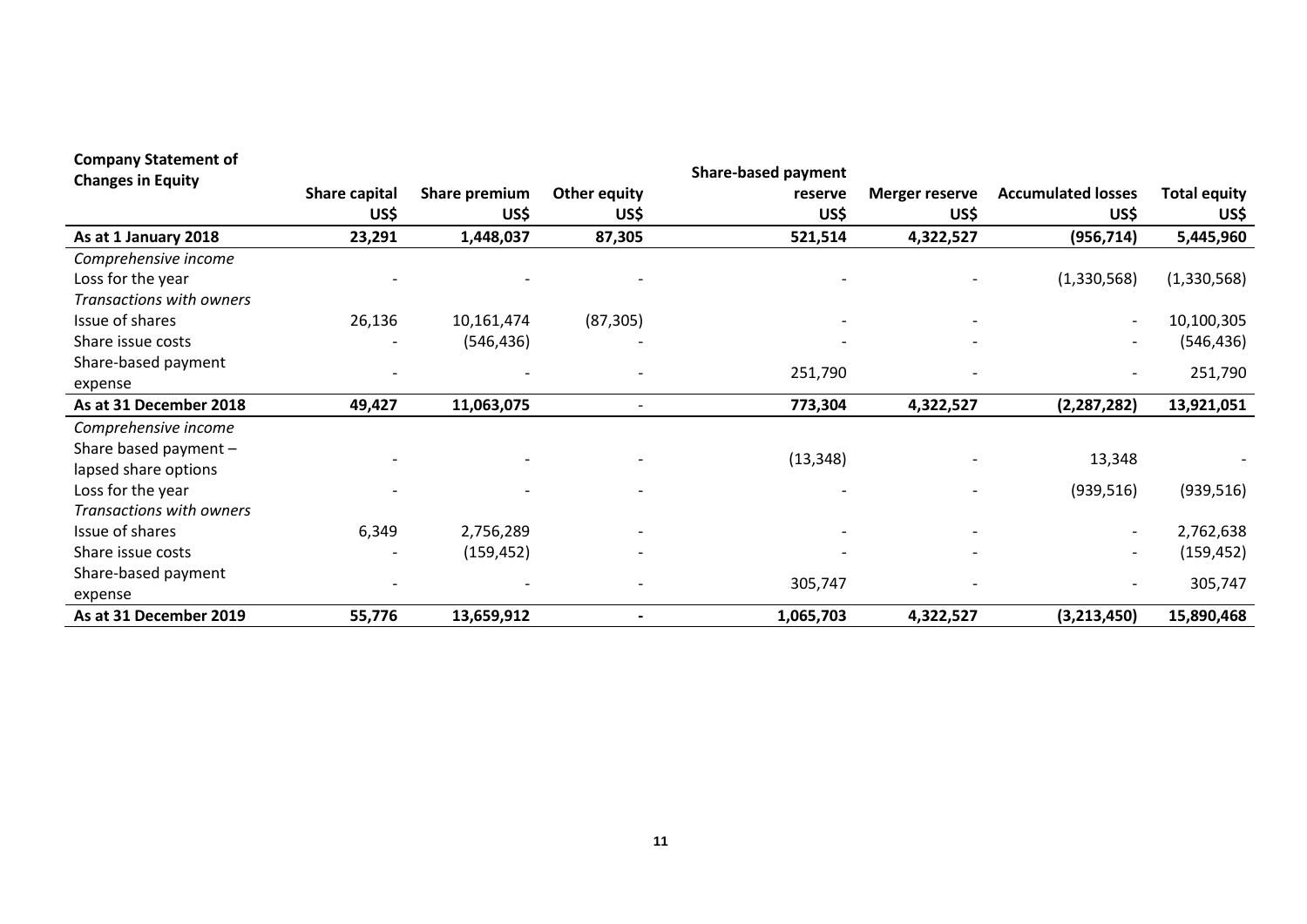| Company Statement of Changes in Equity | Share capital US$ | Share premium US$ | Other equity US$ | Share-based payment reserve US$ | Merger reserve US$ | Accumulated losses US$ | Total equity US$ |
|---|---|---|---|---|---|---|---|
| **As at 1 January 2018** | **23,291** | **1,448,037** | **87,305** | **521,514** | **4,322,527** | **(956,714)** | **5,445,960** |
| *Comprehensive income* | | | | | | | |
| Loss for the year | - | - | - | - | - | (1,330,568) | (1,330,568) |
| *Transactions with owners* | | | | | | | |
| Issue of shares | 26,136 | 10,161,474 | (87,305) | - | - | - | 10,100,305 |
| Share issue costs | - | (546,436) | - | - | - | - | (546,436) |
| Share-based payment expense | - | - | - | 251,790 | - | - | 251,790 |
| **As at 31 December 2018** | **49,427** | **11,063,075** | - | **773,304** | **4,322,527** | **(2,287,282)** | **13,921,051** |
| *Comprehensive income* | | | | | | | |
| Share based payment – lapsed share options | - | - | - | (13,348) | - | 13,348 | - |
| Loss for the year | - | - | - | - | - | (939,516) | (939,516) |
| *Transactions with owners* | | | | | | | |
| Issue of shares | 6,349 | 2,756,289 | - | - | - | - | 2,762,638 |
| Share issue costs | - | (159,452) | - | - | - | - | (159,452) |
| Share-based payment expense | - | - | - | 305,747 | - | - | 305,747 |
| **As at 31 December 2019** | **55,776** | **13,659,912** | **-** | **1,065,703** | **4,322,527** | **(3,213,450)** | **15,890,468** |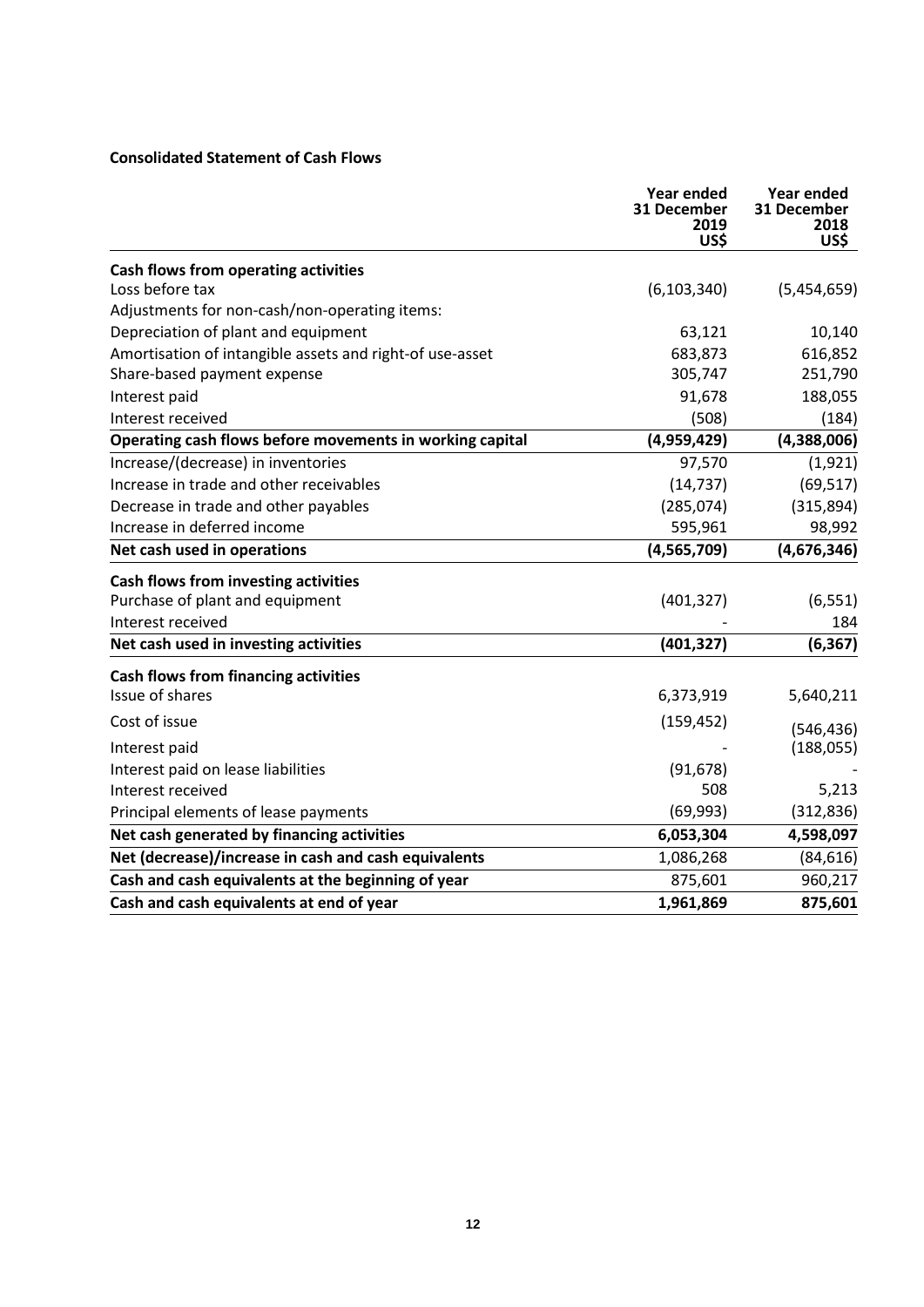**Consolidated Statement of Cash Flows**

| | Year ended 31 December 2019 US$ | Year ended 31 December 2018 US$ |
|---|---|---|
| **Cash flows from operating activities** | | |
| Loss before tax | (6,103,340) | (5,454,659) |
| Adjustments for non-cash/non-operating items: | | |
| Depreciation of plant and equipment | 63,121 | 10,140 |
| Amortisation of intangible assets and right-of use-asset | 683,873 | 616,852 |
| Share-based payment expense | 305,747 | 251,790 |
| Interest paid | 91,678 | 188,055 |
| Interest received | (508) | (184) |
| **Operating cash flows before movements in working capital** | **(4,959,429)** | **(4,388,006)** |
| Increase/(decrease) in inventories | 97,570 | (1,921) |
| Increase in trade and other receivables | (14,737) | (69,517) |
| Decrease in trade and other payables | (285,074) | (315,894) |
| Increase in deferred income | 595,961 | 98,992 |
| **Net cash used in operations** | **(4,565,709)** | **(4,676,346)** |
| **Cash flows from investing activities** | | |
| Purchase of plant and equipment | (401,327) | (6,551) |
| Interest received | - | 184 |
| **Net cash used in investing activities** | **(401,327)** | **(6,367)** |
| **Cash flows from financing activities** | | |
| Issue of shares | 6,373,919 | 5,640,211 |
| Cost of issue | (159,452) | (546,436) |
| Interest paid | - | (188,055) |
| Interest paid on lease liabilities | (91,678) | - |
| Interest received | 508 | 5,213 |
| Principal elements of lease payments | (69,993) | (312,836) |
| **Net cash generated by financing activities** | **6,053,304** | **4,598,097** |
| **Net (decrease)/increase in cash and cash equivalents** | 1,086,268 | (84,616) |
| **Cash and cash equivalents at the beginning of year** | 875,601 | 960,217 |
| **Cash and cash equivalents at end of year** | **1,961,869** | **875,601** |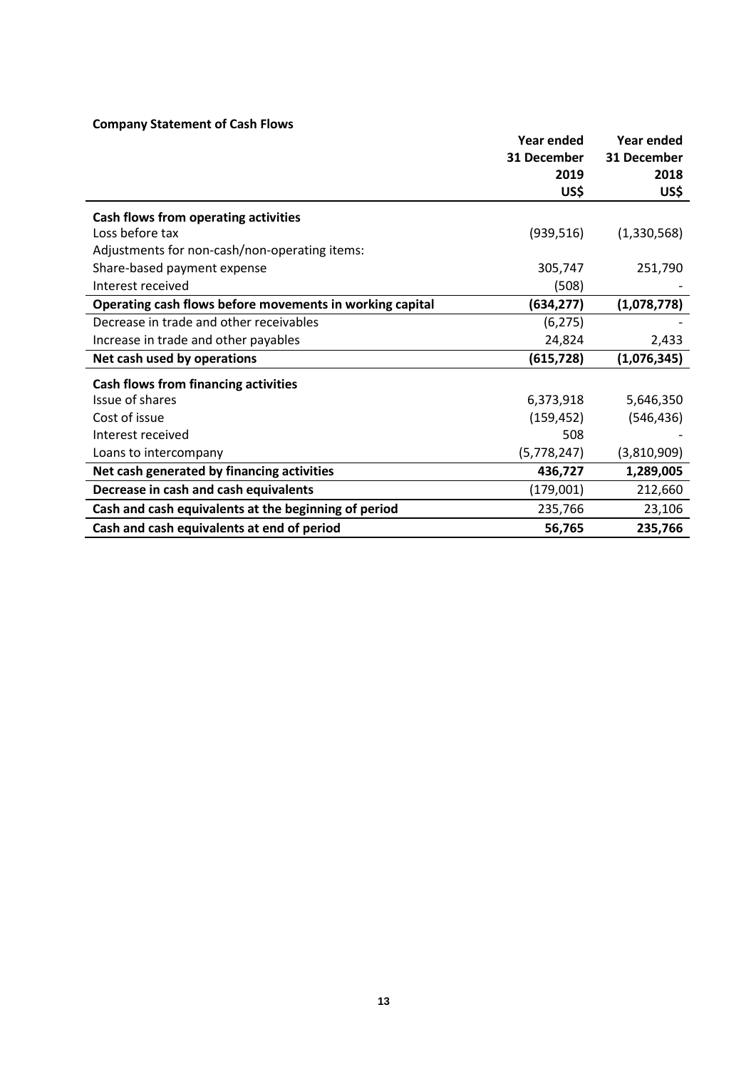**Company Statement of Cash Flows**

| | Year ended 31 December 2019 US$ | Year ended 31 December 2018 US$ |
|---|---|---|
| **Cash flows from operating activities** | | |
| Loss before tax | (939,516) | (1,330,568) |
| Adjustments for non-cash/non-operating items: | | |
| Share-based payment expense | 305,747 | 251,790 |
| Interest received | (508) | - |
| **Operating cash flows before movements in working capital** | **(634,277)** | **(1,078,778)** |
| Decrease in trade and other receivables | (6,275) | - |
| Increase in trade and other payables | 24,824 | 2,433 |
| **Net cash used by operations** | **(615,728)** | **(1,076,345)** |
| **Cash flows from financing activities** | | |
| Issue of shares | 6,373,918 | 5,646,350 |
| Cost of issue | (159,452) | (546,436) |
| Interest received | 508 | - |
| Loans to intercompany | (5,778,247) | (3,810,909) |
| **Net cash generated by financing activities** | **436,727** | **1,289,005** |
| **Decrease in cash and cash equivalents** | (179,001) | 212,660 |
| **Cash and cash equivalents at the beginning of period** | 235,766 | 23,106 |
| **Cash and cash equivalents at end of period** | **56,765** | **235,766** |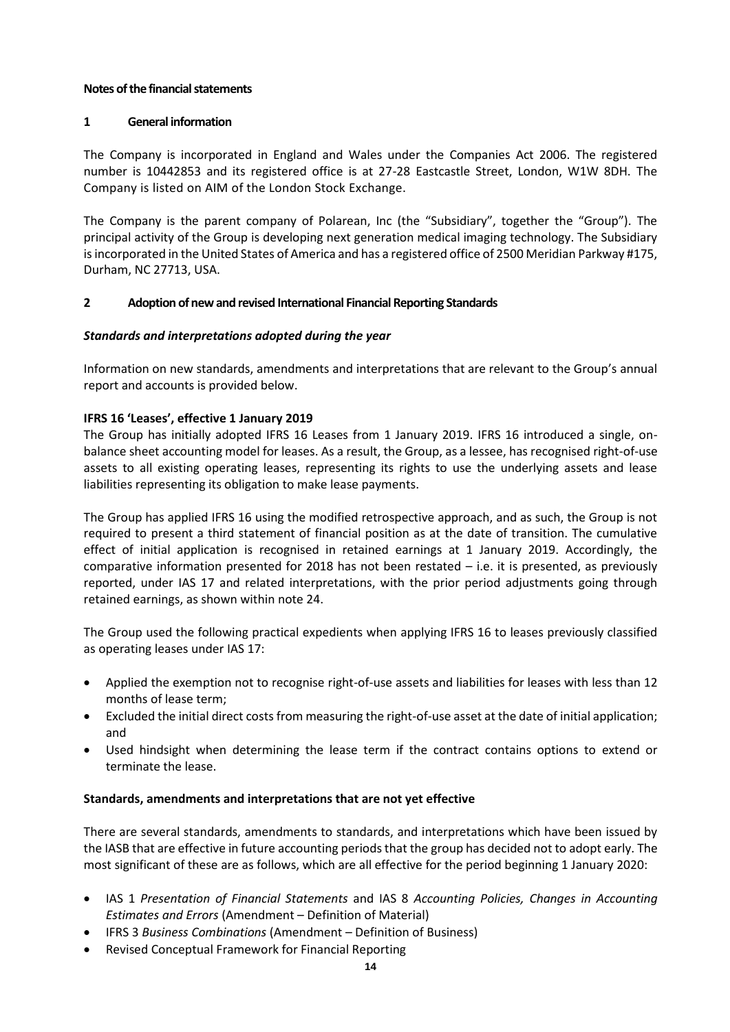## Notes of the financial statements

### 1 General information

The Company is incorporated in England and Wales under the Companies Act 2006. The registered number is 10442853 and its registered office is at 27-28 Eastcastle Street, London, W1W 8DH. The Company is listed on AIM of the London Stock Exchange.

The Company is the parent company of Polarean, Inc (the "Subsidiary", together the "Group"). The principal activity of the Group is developing next generation medical imaging technology. The Subsidiary is incorporated in the United States of America and has a registered office of 2500 Meridian Parkway #175, Durham, NC 27713, USA.

### 2 Adoption of new and revised International Financial Reporting Standards

***Standards and interpretations adopted during the year***

Information on new standards, amendments and interpretations that are relevant to the Group's annual report and accounts is provided below.

**IFRS 16 'Leases', effective 1 January 2019**

The Group has initially adopted IFRS 16 Leases from 1 January 2019. IFRS 16 introduced a single, on-balance sheet accounting model for leases. As a result, the Group, as a lessee, has recognised right-of-use assets to all existing operating leases, representing its rights to use the underlying assets and lease liabilities representing its obligation to make lease payments.

The Group has applied IFRS 16 using the modified retrospective approach, and as such, the Group is not required to present a third statement of financial position as at the date of transition. The cumulative effect of initial application is recognised in retained earnings at 1 January 2019. Accordingly, the comparative information presented for 2018 has not been restated – i.e. it is presented, as previously reported, under IAS 17 and related interpretations, with the prior period adjustments going through retained earnings, as shown within note 24.

The Group used the following practical expedients when applying IFRS 16 to leases previously classified as operating leases under IAS 17:

- Applied the exemption not to recognise right-of-use assets and liabilities for leases with less than 12 months of lease term;
- Excluded the initial direct costs from measuring the right-of-use asset at the date of initial application; and
- Used hindsight when determining the lease term if the contract contains options to extend or terminate the lease.

**Standards, amendments and interpretations that are not yet effective**

There are several standards, amendments to standards, and interpretations which have been issued by the IASB that are effective in future accounting periods that the group has decided not to adopt early. The most significant of these are as follows, which are all effective for the period beginning 1 January 2020:

- IAS 1 *Presentation of Financial Statements* and IAS 8 *Accounting Policies, Changes in Accounting Estimates and Errors* (Amendment – Definition of Material)
- IFRS 3 *Business Combinations* (Amendment – Definition of Business)
- Revised Conceptual Framework for Financial Reporting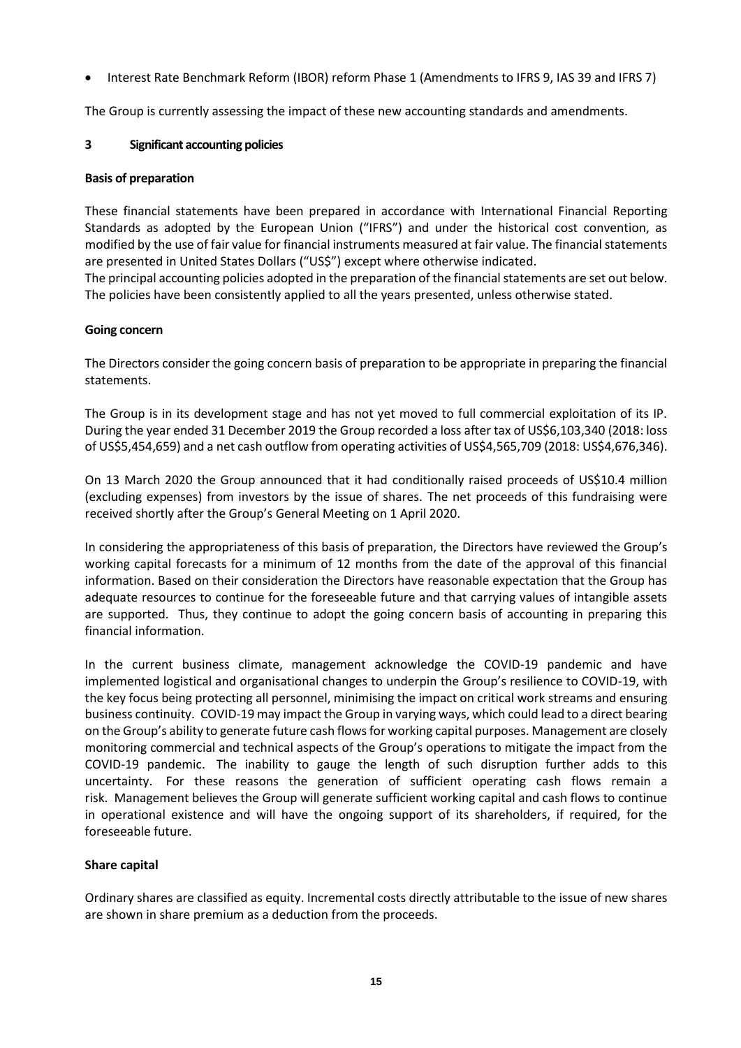- Interest Rate Benchmark Reform (IBOR) reform Phase 1 (Amendments to IFRS 9, IAS 39 and IFRS 7)

The Group is currently assessing the impact of these new accounting standards and amendments.

## 3 Significant accounting policies

### Basis of preparation

These financial statements have been prepared in accordance with International Financial Reporting Standards as adopted by the European Union ("IFRS") and under the historical cost convention, as modified by the use of fair value for financial instruments measured at fair value. The financial statements are presented in United States Dollars ("US$") except where otherwise indicated.
The principal accounting policies adopted in the preparation of the financial statements are set out below. The policies have been consistently applied to all the years presented, unless otherwise stated.

### Going concern

The Directors consider the going concern basis of preparation to be appropriate in preparing the financial statements.

The Group is in its development stage and has not yet moved to full commercial exploitation of its IP. During the year ended 31 December 2019 the Group recorded a loss after tax of US$6,103,340 (2018: loss of US$5,454,659) and a net cash outflow from operating activities of US$4,565,709 (2018: US$4,676,346).

On 13 March 2020 the Group announced that it had conditionally raised proceeds of US$10.4 million (excluding expenses) from investors by the issue of shares. The net proceeds of this fundraising were received shortly after the Group's General Meeting on 1 April 2020.

In considering the appropriateness of this basis of preparation, the Directors have reviewed the Group's working capital forecasts for a minimum of 12 months from the date of the approval of this financial information. Based on their consideration the Directors have reasonable expectation that the Group has adequate resources to continue for the foreseeable future and that carrying values of intangible assets are supported. Thus, they continue to adopt the going concern basis of accounting in preparing this financial information.

In the current business climate, management acknowledge the COVID-19 pandemic and have implemented logistical and organisational changes to underpin the Group's resilience to COVID-19, with the key focus being protecting all personnel, minimising the impact on critical work streams and ensuring business continuity. COVID-19 may impact the Group in varying ways, which could lead to a direct bearing on the Group's ability to generate future cash flows for working capital purposes. Management are closely monitoring commercial and technical aspects of the Group's operations to mitigate the impact from the COVID-19 pandemic. The inability to gauge the length of such disruption further adds to this uncertainty. For these reasons the generation of sufficient operating cash flows remain a risk. Management believes the Group will generate sufficient working capital and cash flows to continue in operational existence and will have the ongoing support of its shareholders, if required, for the foreseeable future.

### Share capital

Ordinary shares are classified as equity. Incremental costs directly attributable to the issue of new shares are shown in share premium as a deduction from the proceeds.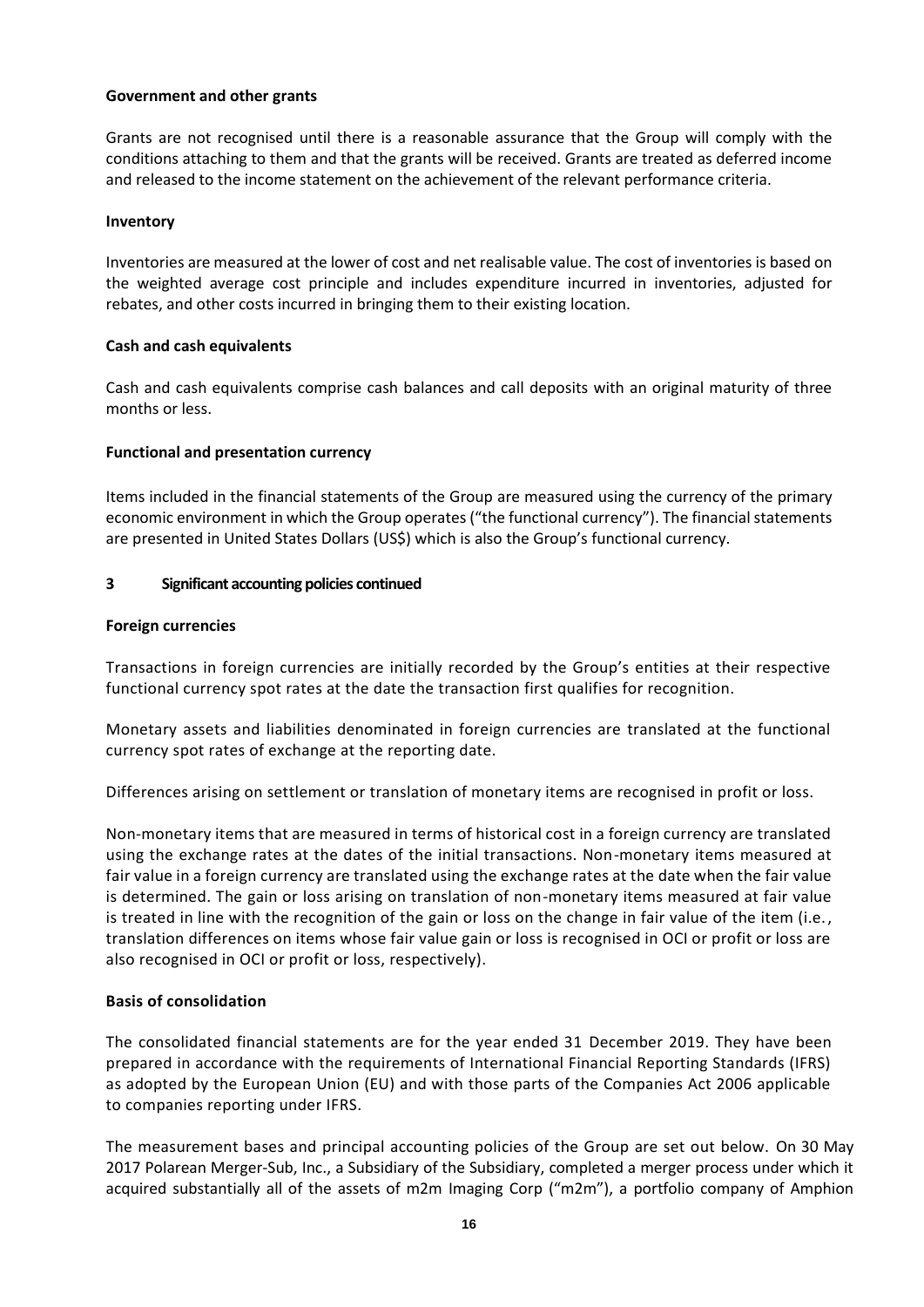**Government and other grants**

Grants are not recognised until there is a reasonable assurance that the Group will comply with the conditions attaching to them and that the grants will be received. Grants are treated as deferred income and released to the income statement on the achievement of the relevant performance criteria.

**Inventory**

Inventories are measured at the lower of cost and net realisable value. The cost of inventories is based on the weighted average cost principle and includes expenditure incurred in inventories, adjusted for rebates, and other costs incurred in bringing them to their existing location.

**Cash and cash equivalents**

Cash and cash equivalents comprise cash balances and call deposits with an original maturity of three months or less.

**Functional and presentation currency**

Items included in the financial statements of the Group are measured using the currency of the primary economic environment in which the Group operates ("the functional currency"). The financial statements are presented in United States Dollars (US$) which is also the Group's functional currency.

## 3 Significant accounting policies continued

**Foreign currencies**

Transactions in foreign currencies are initially recorded by the Group's entities at their respective functional currency spot rates at the date the transaction first qualifies for recognition.

Monetary assets and liabilities denominated in foreign currencies are translated at the functional currency spot rates of exchange at the reporting date.

Differences arising on settlement or translation of monetary items are recognised in profit or loss.

Non-monetary items that are measured in terms of historical cost in a foreign currency are translated using the exchange rates at the dates of the initial transactions. Non-monetary items measured at fair value in a foreign currency are translated using the exchange rates at the date when the fair value is determined. The gain or loss arising on translation of non-monetary items measured at fair value is treated in line with the recognition of the gain or loss on the change in fair value of the item (i.e., translation differences on items whose fair value gain or loss is recognised in OCI or profit or loss are also recognised in OCI or profit or loss, respectively).

**Basis of consolidation**

The consolidated financial statements are for the year ended 31 December 2019. They have been prepared in accordance with the requirements of International Financial Reporting Standards (IFRS) as adopted by the European Union (EU) and with those parts of the Companies Act 2006 applicable to companies reporting under IFRS.

The measurement bases and principal accounting policies of the Group are set out below. On 30 May 2017 Polarean Merger-Sub, Inc., a Subsidiary of the Subsidiary, completed a merger process under which it acquired substantially all of the assets of m2m Imaging Corp ("m2m"), a portfolio company of Amphion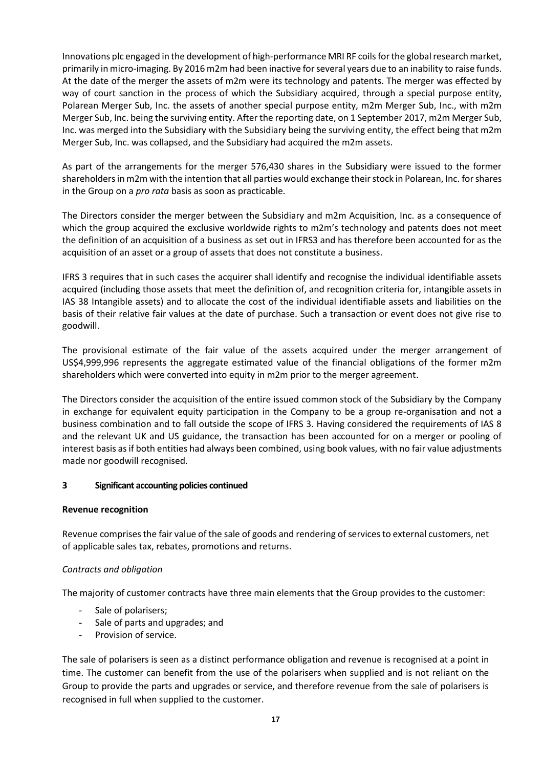Innovations plc engaged in the development of high-performance MRI RF coils for the global research market, primarily in micro-imaging. By 2016 m2m had been inactive for several years due to an inability to raise funds. At the date of the merger the assets of m2m were its technology and patents. The merger was effected by way of court sanction in the process of which the Subsidiary acquired, through a special purpose entity, Polarean Merger Sub, Inc. the assets of another special purpose entity, m2m Merger Sub, Inc., with m2m Merger Sub, Inc. being the surviving entity. After the reporting date, on 1 September 2017, m2m Merger Sub, Inc. was merged into the Subsidiary with the Subsidiary being the surviving entity, the effect being that m2m Merger Sub, Inc. was collapsed, and the Subsidiary had acquired the m2m assets.

As part of the arrangements for the merger 576,430 shares in the Subsidiary were issued to the former shareholders in m2m with the intention that all parties would exchange their stock in Polarean, Inc. for shares in the Group on a *pro rata* basis as soon as practicable.

The Directors consider the merger between the Subsidiary and m2m Acquisition, Inc. as a consequence of which the group acquired the exclusive worldwide rights to m2m's technology and patents does not meet the definition of an acquisition of a business as set out in IFRS3 and has therefore been accounted for as the acquisition of an asset or a group of assets that does not constitute a business.

IFRS 3 requires that in such cases the acquirer shall identify and recognise the individual identifiable assets acquired (including those assets that meet the definition of, and recognition criteria for, intangible assets in IAS 38 Intangible assets) and to allocate the cost of the individual identifiable assets and liabilities on the basis of their relative fair values at the date of purchase. Such a transaction or event does not give rise to goodwill.

The provisional estimate of the fair value of the assets acquired under the merger arrangement of US$4,999,996 represents the aggregate estimated value of the financial obligations of the former m2m shareholders which were converted into equity in m2m prior to the merger agreement.

The Directors consider the acquisition of the entire issued common stock of the Subsidiary by the Company in exchange for equivalent equity participation in the Company to be a group re-organisation and not a business combination and to fall outside the scope of IFRS 3. Having considered the requirements of IAS 8 and the relevant UK and US guidance, the transaction has been accounted for on a merger or pooling of interest basis as if both entities had always been combined, using book values, with no fair value adjustments made nor goodwill recognised.

## 3 Significant accounting policies continued

**Revenue recognition**

Revenue comprises the fair value of the sale of goods and rendering of services to external customers, net of applicable sales tax, rebates, promotions and returns.

*Contracts and obligation*

The majority of customer contracts have three main elements that the Group provides to the customer:

- Sale of polarisers;
- Sale of parts and upgrades; and
- Provision of service.

The sale of polarisers is seen as a distinct performance obligation and revenue is recognised at a point in time. The customer can benefit from the use of the polarisers when supplied and is not reliant on the Group to provide the parts and upgrades or service, and therefore revenue from the sale of polarisers is recognised in full when supplied to the customer.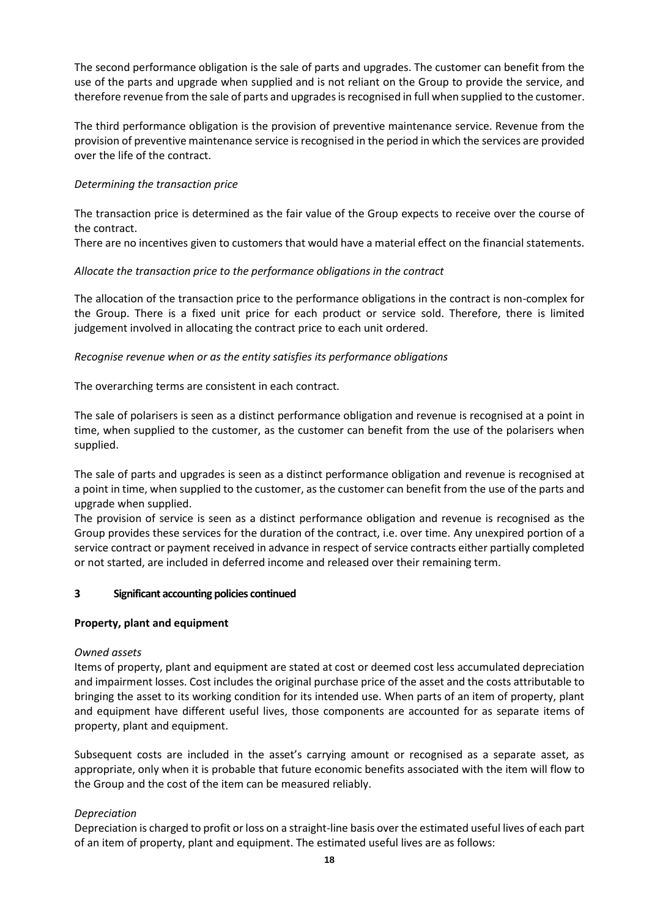The second performance obligation is the sale of parts and upgrades. The customer can benefit from the use of the parts and upgrade when supplied and is not reliant on the Group to provide the service, and therefore revenue from the sale of parts and upgrades is recognised in full when supplied to the customer.

The third performance obligation is the provision of preventive maintenance service. Revenue from the provision of preventive maintenance service is recognised in the period in which the services are provided over the life of the contract.

*Determining the transaction price*

The transaction price is determined as the fair value of the Group expects to receive over the course of the contract.

There are no incentives given to customers that would have a material effect on the financial statements.

*Allocate the transaction price to the performance obligations in the contract*

The allocation of the transaction price to the performance obligations in the contract is non-complex for the Group. There is a fixed unit price for each product or service sold. Therefore, there is limited judgement involved in allocating the contract price to each unit ordered.

*Recognise revenue when or as the entity satisfies its performance obligations*

The overarching terms are consistent in each contract.

The sale of polarisers is seen as a distinct performance obligation and revenue is recognised at a point in time, when supplied to the customer, as the customer can benefit from the use of the polarisers when supplied.

The sale of parts and upgrades is seen as a distinct performance obligation and revenue is recognised at a point in time, when supplied to the customer, as the customer can benefit from the use of the parts and upgrade when supplied.

The provision of service is seen as a distinct performance obligation and revenue is recognised as the Group provides these services for the duration of the contract, i.e. over time. Any unexpired portion of a service contract or payment received in advance in respect of service contracts either partially completed or not started, are included in deferred income and released over their remaining term.

## 3 Significant accounting policies continued

### Property, plant and equipment

*Owned assets*

Items of property, plant and equipment are stated at cost or deemed cost less accumulated depreciation and impairment losses. Cost includes the original purchase price of the asset and the costs attributable to bringing the asset to its working condition for its intended use. When parts of an item of property, plant and equipment have different useful lives, those components are accounted for as separate items of property, plant and equipment.

Subsequent costs are included in the asset's carrying amount or recognised as a separate asset, as appropriate, only when it is probable that future economic benefits associated with the item will flow to the Group and the cost of the item can be measured reliably.

*Depreciation*

Depreciation is charged to profit or loss on a straight-line basis over the estimated useful lives of each part of an item of property, plant and equipment. The estimated useful lives are as follows: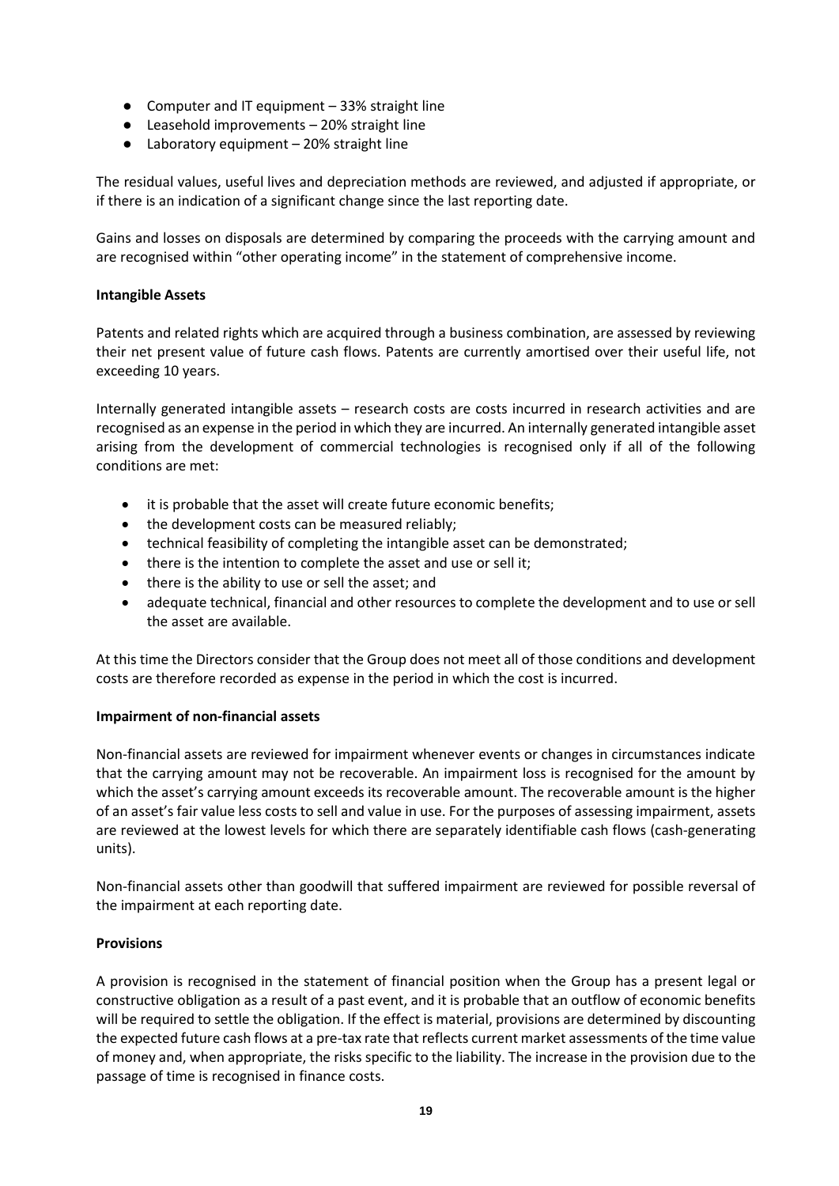- Computer and IT equipment – 33% straight line
- Leasehold improvements – 20% straight line
- Laboratory equipment – 20% straight line

The residual values, useful lives and depreciation methods are reviewed, and adjusted if appropriate, or if there is an indication of a significant change since the last reporting date.

Gains and losses on disposals are determined by comparing the proceeds with the carrying amount and are recognised within "other operating income" in the statement of comprehensive income.

**Intangible Assets**

Patents and related rights which are acquired through a business combination, are assessed by reviewing their net present value of future cash flows. Patents are currently amortised over their useful life, not exceeding 10 years.

Internally generated intangible assets – research costs are costs incurred in research activities and are recognised as an expense in the period in which they are incurred. An internally generated intangible asset arising from the development of commercial technologies is recognised only if all of the following conditions are met:

- it is probable that the asset will create future economic benefits;
- the development costs can be measured reliably;
- technical feasibility of completing the intangible asset can be demonstrated;
- there is the intention to complete the asset and use or sell it;
- there is the ability to use or sell the asset; and
- adequate technical, financial and other resources to complete the development and to use or sell the asset are available.

At this time the Directors consider that the Group does not meet all of those conditions and development costs are therefore recorded as expense in the period in which the cost is incurred.

**Impairment of non-financial assets**

Non-financial assets are reviewed for impairment whenever events or changes in circumstances indicate that the carrying amount may not be recoverable. An impairment loss is recognised for the amount by which the asset's carrying amount exceeds its recoverable amount. The recoverable amount is the higher of an asset's fair value less costs to sell and value in use. For the purposes of assessing impairment, assets are reviewed at the lowest levels for which there are separately identifiable cash flows (cash-generating units).

Non-financial assets other than goodwill that suffered impairment are reviewed for possible reversal of the impairment at each reporting date.

**Provisions**

A provision is recognised in the statement of financial position when the Group has a present legal or constructive obligation as a result of a past event, and it is probable that an outflow of economic benefits will be required to settle the obligation. If the effect is material, provisions are determined by discounting the expected future cash flows at a pre-tax rate that reflects current market assessments of the time value of money and, when appropriate, the risks specific to the liability. The increase in the provision due to the passage of time is recognised in finance costs.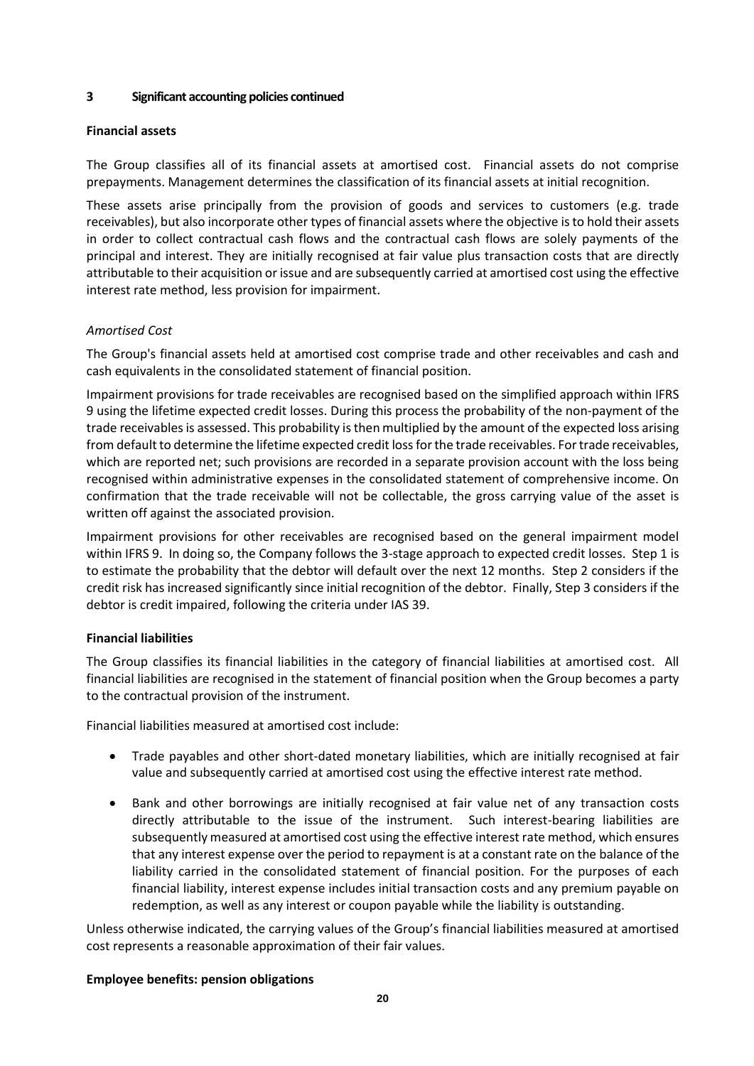## 3 Significant accounting policies continued

### Financial assets

The Group classifies all of its financial assets at amortised cost. Financial assets do not comprise prepayments. Management determines the classification of its financial assets at initial recognition.

These assets arise principally from the provision of goods and services to customers (e.g. trade receivables), but also incorporate other types of financial assets where the objective is to hold their assets in order to collect contractual cash flows and the contractual cash flows are solely payments of the principal and interest. They are initially recognised at fair value plus transaction costs that are directly attributable to their acquisition or issue and are subsequently carried at amortised cost using the effective interest rate method, less provision for impairment.

*Amortised Cost*

The Group's financial assets held at amortised cost comprise trade and other receivables and cash and cash equivalents in the consolidated statement of financial position.

Impairment provisions for trade receivables are recognised based on the simplified approach within IFRS 9 using the lifetime expected credit losses. During this process the probability of the non-payment of the trade receivables is assessed. This probability is then multiplied by the amount of the expected loss arising from default to determine the lifetime expected credit loss for the trade receivables. For trade receivables, which are reported net; such provisions are recorded in a separate provision account with the loss being recognised within administrative expenses in the consolidated statement of comprehensive income. On confirmation that the trade receivable will not be collectable, the gross carrying value of the asset is written off against the associated provision.

Impairment provisions for other receivables are recognised based on the general impairment model within IFRS 9. In doing so, the Company follows the 3-stage approach to expected credit losses. Step 1 is to estimate the probability that the debtor will default over the next 12 months. Step 2 considers if the credit risk has increased significantly since initial recognition of the debtor. Finally, Step 3 considers if the debtor is credit impaired, following the criteria under IAS 39.

### Financial liabilities

The Group classifies its financial liabilities in the category of financial liabilities at amortised cost. All financial liabilities are recognised in the statement of financial position when the Group becomes a party to the contractual provision of the instrument.

Financial liabilities measured at amortised cost include:

- Trade payables and other short-dated monetary liabilities, which are initially recognised at fair value and subsequently carried at amortised cost using the effective interest rate method.
- Bank and other borrowings are initially recognised at fair value net of any transaction costs directly attributable to the issue of the instrument. Such interest-bearing liabilities are subsequently measured at amortised cost using the effective interest rate method, which ensures that any interest expense over the period to repayment is at a constant rate on the balance of the liability carried in the consolidated statement of financial position. For the purposes of each financial liability, interest expense includes initial transaction costs and any premium payable on redemption, as well as any interest or coupon payable while the liability is outstanding.

Unless otherwise indicated, the carrying values of the Group's financial liabilities measured at amortised cost represents a reasonable approximation of their fair values.

### Employee benefits: pension obligations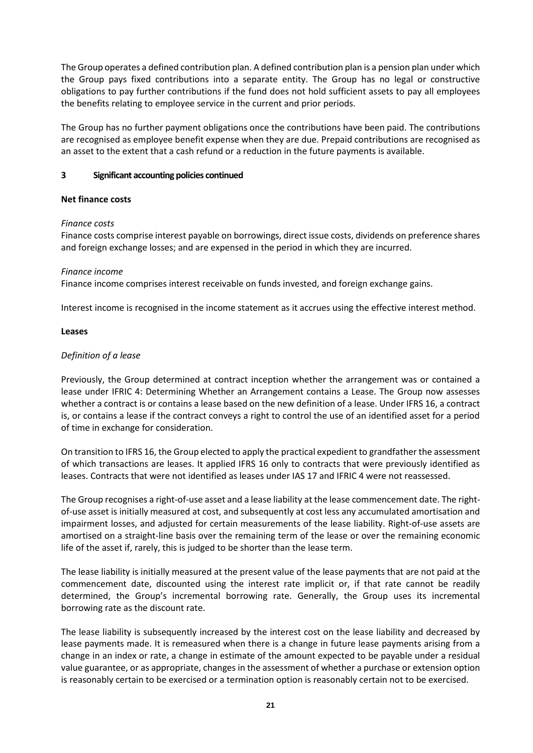The Group operates a defined contribution plan. A defined contribution plan is a pension plan under which the Group pays fixed contributions into a separate entity. The Group has no legal or constructive obligations to pay further contributions if the fund does not hold sufficient assets to pay all employees the benefits relating to employee service in the current and prior periods.

The Group has no further payment obligations once the contributions have been paid. The contributions are recognised as employee benefit expense when they are due. Prepaid contributions are recognised as an asset to the extent that a cash refund or a reduction in the future payments is available.

## 3 Significant accounting policies continued

### Net finance costs

*Finance costs*
Finance costs comprise interest payable on borrowings, direct issue costs, dividends on preference shares and foreign exchange losses; and are expensed in the period in which they are incurred.

*Finance income*
Finance income comprises interest receivable on funds invested, and foreign exchange gains.

Interest income is recognised in the income statement as it accrues using the effective interest method.

### Leases

*Definition of a lease*

Previously, the Group determined at contract inception whether the arrangement was or contained a lease under IFRIC 4: Determining Whether an Arrangement contains a Lease. The Group now assesses whether a contract is or contains a lease based on the new definition of a lease. Under IFRS 16, a contract is, or contains a lease if the contract conveys a right to control the use of an identified asset for a period of time in exchange for consideration.

On transition to IFRS 16, the Group elected to apply the practical expedient to grandfather the assessment of which transactions are leases. It applied IFRS 16 only to contracts that were previously identified as leases. Contracts that were not identified as leases under IAS 17 and IFRIC 4 were not reassessed.

The Group recognises a right-of-use asset and a lease liability at the lease commencement date. The right-of-use asset is initially measured at cost, and subsequently at cost less any accumulated amortisation and impairment losses, and adjusted for certain measurements of the lease liability. Right-of-use assets are amortised on a straight-line basis over the remaining term of the lease or over the remaining economic life of the asset if, rarely, this is judged to be shorter than the lease term.

The lease liability is initially measured at the present value of the lease payments that are not paid at the commencement date, discounted using the interest rate implicit or, if that rate cannot be readily determined, the Group's incremental borrowing rate. Generally, the Group uses its incremental borrowing rate as the discount rate.

The lease liability is subsequently increased by the interest cost on the lease liability and decreased by lease payments made. It is remeasured when there is a change in future lease payments arising from a change in an index or rate, a change in estimate of the amount expected to be payable under a residual value guarantee, or as appropriate, changes in the assessment of whether a purchase or extension option is reasonably certain to be exercised or a termination option is reasonably certain not to be exercised.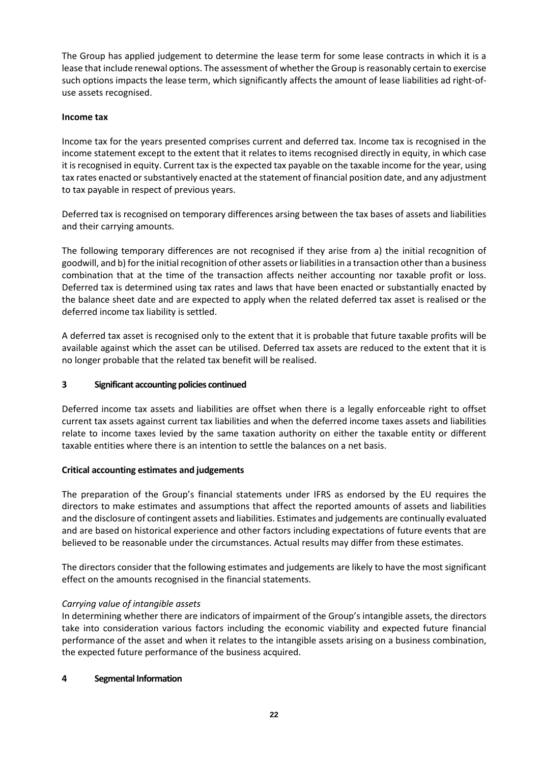The Group has applied judgement to determine the lease term for some lease contracts in which it is a lease that include renewal options. The assessment of whether the Group is reasonably certain to exercise such options impacts the lease term, which significantly affects the amount of lease liabilities ad right-of-use assets recognised.

**Income tax**

Income tax for the years presented comprises current and deferred tax. Income tax is recognised in the income statement except to the extent that it relates to items recognised directly in equity, in which case it is recognised in equity. Current tax is the expected tax payable on the taxable income for the year, using tax rates enacted or substantively enacted at the statement of financial position date, and any adjustment to tax payable in respect of previous years.

Deferred tax is recognised on temporary differences arsing between the tax bases of assets and liabilities and their carrying amounts.

The following temporary differences are not recognised if they arise from a) the initial recognition of goodwill, and b) for the initial recognition of other assets or liabilities in a transaction other than a business combination that at the time of the transaction affects neither accounting nor taxable profit or loss. Deferred tax is determined using tax rates and laws that have been enacted or substantially enacted by the balance sheet date and are expected to apply when the related deferred tax asset is realised or the deferred income tax liability is settled.

A deferred tax asset is recognised only to the extent that it is probable that future taxable profits will be available against which the asset can be utilised. Deferred tax assets are reduced to the extent that it is no longer probable that the related tax benefit will be realised.

## 3 Significant accounting policies continued

Deferred income tax assets and liabilities are offset when there is a legally enforceable right to offset current tax assets against current tax liabilities and when the deferred income taxes assets and liabilities relate to income taxes levied by the same taxation authority on either the taxable entity or different taxable entities where there is an intention to settle the balances on a net basis.

**Critical accounting estimates and judgements**

The preparation of the Group's financial statements under IFRS as endorsed by the EU requires the directors to make estimates and assumptions that affect the reported amounts of assets and liabilities and the disclosure of contingent assets and liabilities. Estimates and judgements are continually evaluated and are based on historical experience and other factors including expectations of future events that are believed to be reasonable under the circumstances. Actual results may differ from these estimates.

The directors consider that the following estimates and judgements are likely to have the most significant effect on the amounts recognised in the financial statements.

*Carrying value of intangible assets*
In determining whether there are indicators of impairment of the Group's intangible assets, the directors take into consideration various factors including the economic viability and expected future financial performance of the asset and when it relates to the intangible assets arising on a business combination, the expected future performance of the business acquired.

## 4 Segmental Information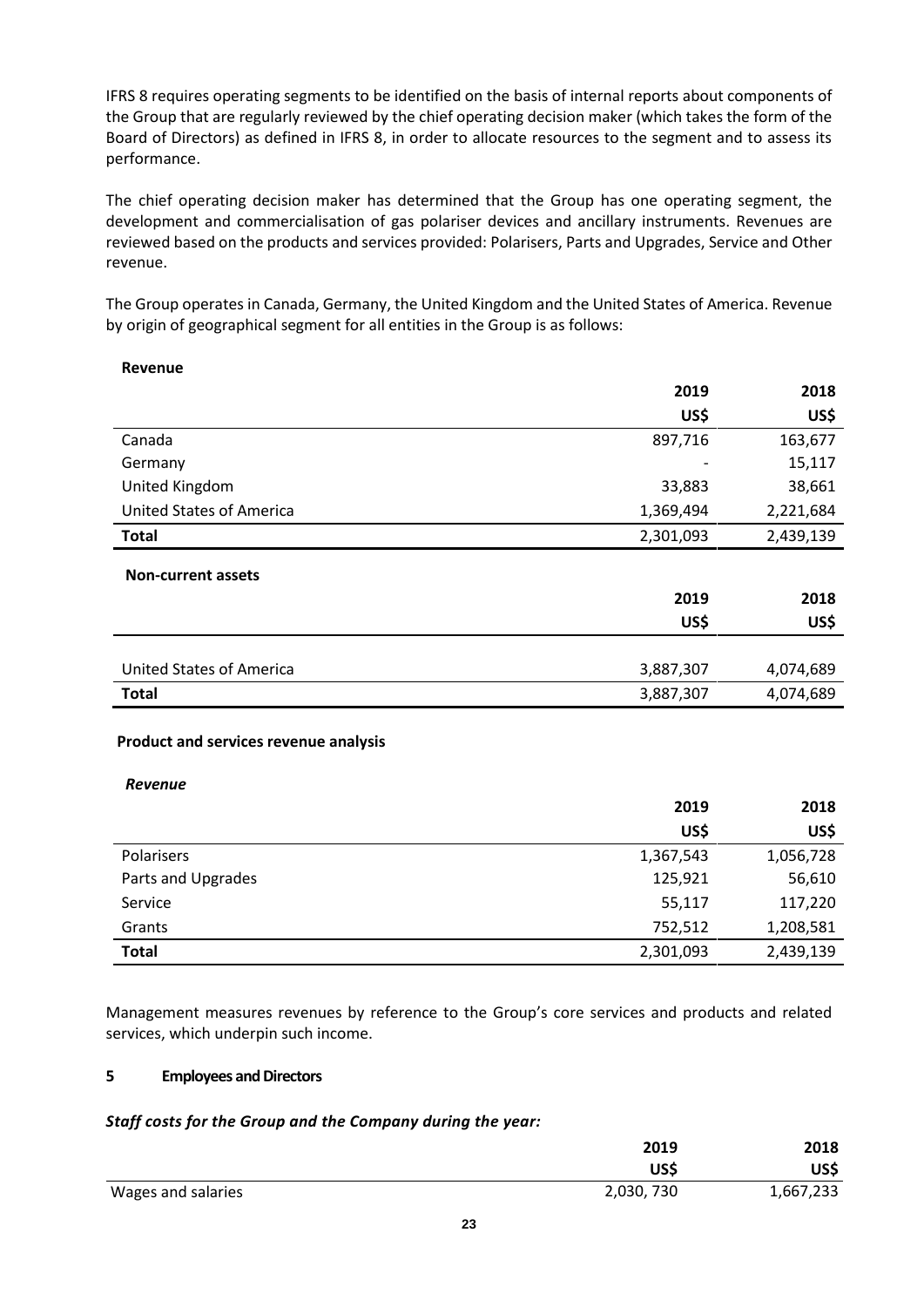IFRS 8 requires operating segments to be identified on the basis of internal reports about components of the Group that are regularly reviewed by the chief operating decision maker (which takes the form of the Board of Directors) as defined in IFRS 8, in order to allocate resources to the segment and to assess its performance.

The chief operating decision maker has determined that the Group has one operating segment, the development and commercialisation of gas polariser devices and ancillary instruments. Revenues are reviewed based on the products and services provided: Polarisers, Parts and Upgrades, Service and Other revenue.

The Group operates in Canada, Germany, the United Kingdom and the United States of America. Revenue by origin of geographical segment for all entities in the Group is as follows:

**Revenue**

| | 2019 | 2018 |
|---|---|---|
| | US$ | US$ |
| Canada | 897,716 | 163,677 |
| Germany | - | 15,117 |
| United Kingdom | 33,883 | 38,661 |
| United States of America | 1,369,494 | 2,221,684 |
| **Total** | 2,301,093 | 2,439,139 |

**Non-current assets**

| | 2019 | 2018 |
|---|---|---|
| | US$ | US$ |
| United States of America | 3,887,307 | 4,074,689 |
| **Total** | 3,887,307 | 4,074,689 |

**Product and services revenue analysis**

***Revenue***

| | 2019 | 2018 |
|---|---|---|
| | US$ | US$ |
| Polarisers | 1,367,543 | 1,056,728 |
| Parts and Upgrades | 125,921 | 56,610 |
| Service | 55,117 | 117,220 |
| Grants | 752,512 | 1,208,581 |
| **Total** | 2,301,093 | 2,439,139 |

Management measures revenues by reference to the Group's core services and products and related services, which underpin such income.

## 5 Employees and Directors

***Staff costs for the Group and the Company during the year:***

| | 2019 | 2018 |
|---|---|---|
| | US$ | US$ |
| Wages and salaries | 2,030, 730 | 1,667,233 |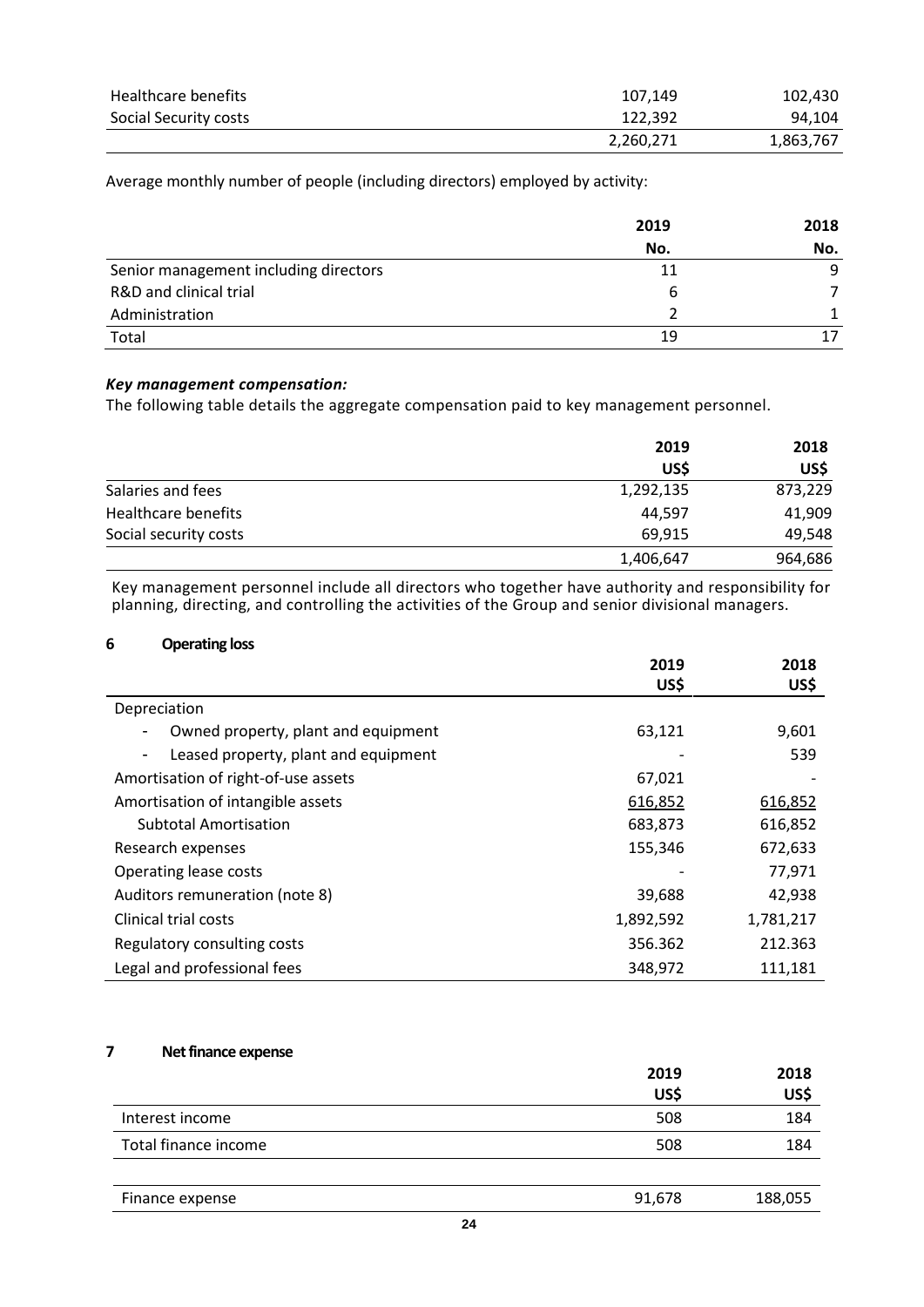| | | |
|---|---|---|
| Healthcare benefits | 107,149 | 102,430 |
| Social Security costs | 122,392 | 94,104 |
| | 2,260,271 | 1,863,767 |

Average monthly number of people (including directors) employed by activity:

| | 2019 | 2018 |
|---|---|---|
| | No. | No. |
| Senior management including directors | 11 | 9 |
| R&D and clinical trial | 6 | 7 |
| Administration | 2 | 1 |
| Total | 19 | 17 |

***Key management compensation:***

The following table details the aggregate compensation paid to key management personnel.

| | 2019 | 2018 |
|---|---|---|
| | US$ | US$ |
| Salaries and fees | 1,292,135 | 873,229 |
| Healthcare benefits | 44,597 | 41,909 |
| Social security costs | 69,915 | 49,548 |
| | 1,406,647 | 964,686 |

Key management personnel include all directors who together have authority and responsibility for planning, directing, and controlling the activities of the Group and senior divisional managers.

## 6 Operating loss

| | 2019 | 2018 |
|---|---|---|
| | US$ | US$ |
| Depreciation | | |
| - Owned property, plant and equipment | 63,121 | 9,601 |
| - Leased property, plant and equipment | - | 539 |
| Amortisation of right-of-use assets | 67,021 | - |
| Amortisation of intangible assets | 616,852 | 616,852 |
| Subtotal Amortisation | 683,873 | 616,852 |
| Research expenses | 155,346 | 672,633 |
| Operating lease costs | - | 77,971 |
| Auditors remuneration (note 8) | 39,688 | 42,938 |
| Clinical trial costs | 1,892,592 | 1,781,217 |
| Regulatory consulting costs | 356.362 | 212.363 |
| Legal and professional fees | 348,972 | 111,181 |

## 7 Net finance expense

| | 2019 | 2018 |
|---|---|---|
| | US$ | US$ |
| Interest income | 508 | 184 |
| Total finance income | 508 | 184 |
| | | |
| Finance expense | 91,678 | 188,055 |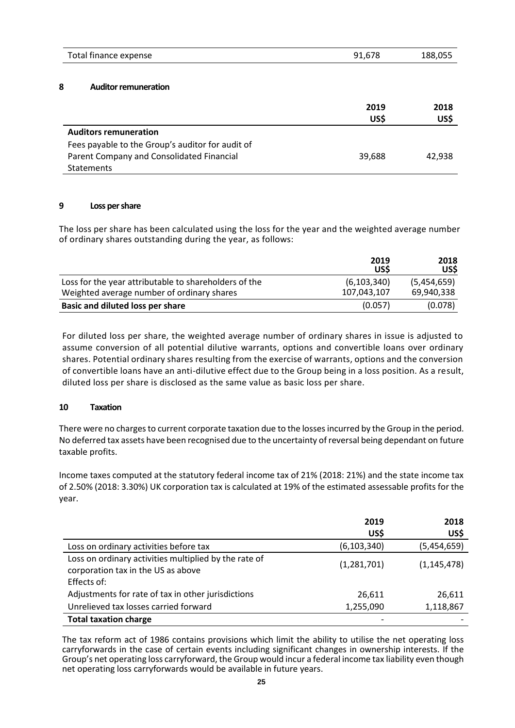| | | |
|---|---|---|
| Total finance expense | 91,678 | 188,055 |

## 8 Auditor remuneration

| | 2019 US$ | 2018 US$ |
|---|---|---|
| **Auditors remuneration** | | |
| Fees payable to the Group's auditor for audit of Parent Company and Consolidated Financial Statements | 39,688 | 42,938 |

## 9 Loss per share

The loss per share has been calculated using the loss for the year and the weighted average number of ordinary shares outstanding during the year, as follows:

| | 2019 US$ | 2018 US$ |
|---|---|---|
| Loss for the year attributable to shareholders of the | (6,103,340) | (5,454,659) |
| Weighted average number of ordinary shares | 107,043,107 | 69,940,338 |
| **Basic and diluted loss per share** | (0.057) | (0.078) |

For diluted loss per share, the weighted average number of ordinary shares in issue is adjusted to assume conversion of all potential dilutive warrants, options and convertible loans over ordinary shares. Potential ordinary shares resulting from the exercise of warrants, options and the conversion of convertible loans have an anti-dilutive effect due to the Group being in a loss position. As a result, diluted loss per share is disclosed as the same value as basic loss per share.

## 10 Taxation

There were no charges to current corporate taxation due to the losses incurred by the Group in the period. No deferred tax assets have been recognised due to the uncertainty of reversal being dependant on future taxable profits.

Income taxes computed at the statutory federal income tax of 21% (2018: 21%) and the state income tax of 2.50% (2018: 3.30%) UK corporation tax is calculated at 19% of the estimated assessable profits for the year.

| | 2019 US$ | 2018 US$ |
|---|---|---|
| Loss on ordinary activities before tax | (6,103,340) | (5,454,659) |
| Loss on ordinary activities multiplied by the rate of corporation tax in the US as above | (1,281,701) | (1,145,478) |
| Effects of: | | |
| Adjustments for rate of tax in other jurisdictions | 26,611 | 26,611 |
| Unrelieved tax losses carried forward | 1,255,090 | 1,118,867 |
| **Total taxation charge** | - | - |

The tax reform act of 1986 contains provisions which limit the ability to utilise the net operating loss carryforwards in the case of certain events including significant changes in ownership interests. If the Group's net operating loss carryforward, the Group would incur a federal income tax liability even though net operating loss carryforwards would be available in future years.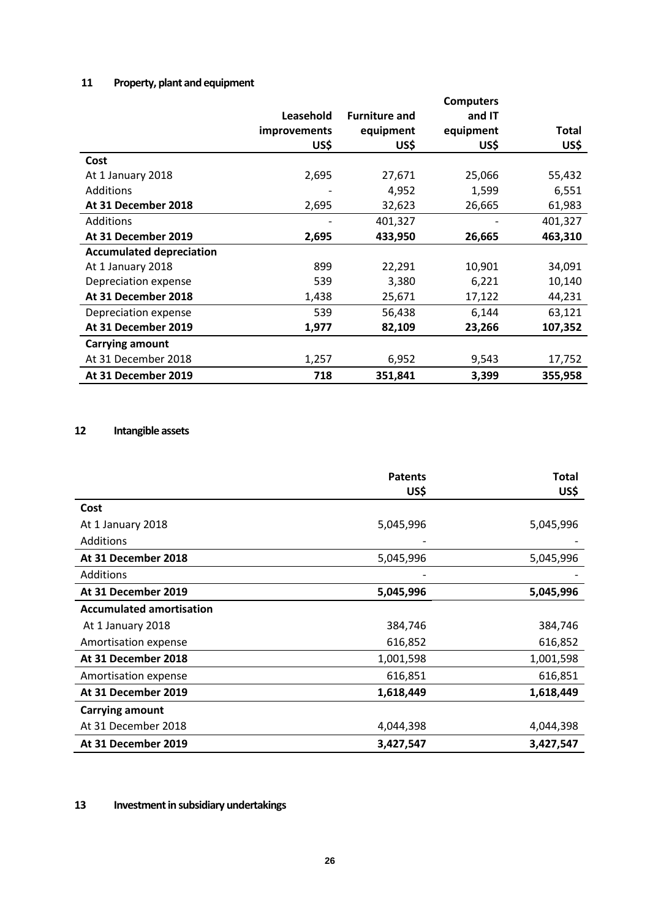## 11 Property, plant and equipment

| | Leasehold improvements US$ | Furniture and equipment US$ | Computers and IT equipment US$ | Total US$ |
|---|---|---|---|---|
| **Cost** | | | | |
| At 1 January 2018 | 2,695 | 27,671 | 25,066 | 55,432 |
| Additions | - | 4,952 | 1,599 | 6,551 |
| **At 31 December 2018** | 2,695 | 32,623 | 26,665 | 61,983 |
| Additions | - | 401,327 | - | 401,327 |
| **At 31 December 2019** | **2,695** | **433,950** | **26,665** | **463,310** |
| **Accumulated depreciation** | | | | |
| At 1 January 2018 | 899 | 22,291 | 10,901 | 34,091 |
| Depreciation expense | 539 | 3,380 | 6,221 | 10,140 |
| **At 31 December 2018** | 1,438 | 25,671 | 17,122 | 44,231 |
| Depreciation expense | 539 | 56,438 | 6,144 | 63,121 |
| **At 31 December 2019** | **1,977** | **82,109** | **23,266** | **107,352** |
| **Carrying amount** | | | | |
| At 31 December 2018 | 1,257 | 6,952 | 9,543 | 17,752 |
| **At 31 December 2019** | **718** | **351,841** | **3,399** | **355,958** |

## 12 Intangible assets

| | Patents US$ | Total US$ |
|---|---|---|
| **Cost** | | |
| At 1 January 2018 | 5,045,996 | 5,045,996 |
| Additions | - | - |
| **At 31 December 2018** | 5,045,996 | 5,045,996 |
| Additions | - | - |
| **At 31 December 2019** | **5,045,996** | **5,045,996** |
| **Accumulated amortisation** | | |
| At 1 January 2018 | 384,746 | 384,746 |
| Amortisation expense | 616,852 | 616,852 |
| **At 31 December 2018** | 1,001,598 | 1,001,598 |
| Amortisation expense | 616,851 | 616,851 |
| **At 31 December 2019** | **1,618,449** | **1,618,449** |
| **Carrying amount** | | |
| At 31 December 2018 | 4,044,398 | 4,044,398 |
| **At 31 December 2019** | **3,427,547** | **3,427,547** |

## 13 Investment in subsidiary undertakings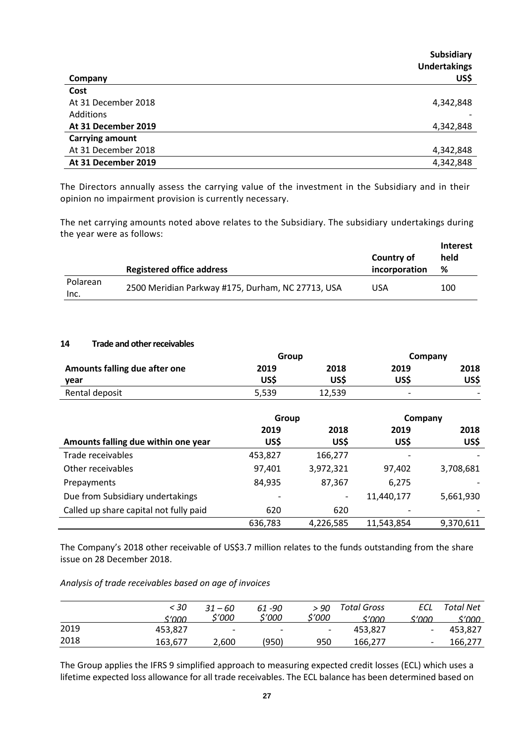| Company | Subsidiary Undertakings US$ |
|---|---|
| **Cost** | |
| At 31 December 2018 | 4,342,848 |
| Additions | - |
| **At 31 December 2019** | 4,342,848 |
| **Carrying amount** | |
| At 31 December 2018 | 4,342,848 |
| **At 31 December 2019** | 4,342,848 |

The Directors annually assess the carrying value of the investment in the Subsidiary and in their opinion no impairment provision is currently necessary.

The net carrying amounts noted above relates to the Subsidiary. The subsidiary undertakings during the year were as follows:

| | Registered office address | Country of incorporation | Interest held % |
|---|---|---|---|
| Polarean Inc. | 2500 Meridian Parkway #175, Durham, NC 27713, USA | USA | 100 |

## 14 Trade and other receivables

| | Group | | Company | |
|---|---|---|---|---|
| **Amounts falling due after one year** | **2019 US$** | **2018 US$** | **2019 US$** | **2018 US$** |
| Rental deposit | 5,539 | 12,539 | - | - |

| | Group | | Company | |
|---|---|---|---|---|
| **Amounts falling due within one year** | **2019 US$** | **2018 US$** | **2019 US$** | **2018 US$** |
| Trade receivables | 453,827 | 166,277 | - | - |
| Other receivables | 97,401 | 3,972,321 | 97,402 | 3,708,681 |
| Prepayments | 84,935 | 87,367 | 6,275 | - |
| Due from Subsidiary undertakings | - | - | 11,440,177 | 5,661,930 |
| Called up share capital not fully paid | 620 | 620 | - | - |
| | 636,783 | 4,226,585 | 11,543,854 | 9,370,611 |

The Company's 2018 other receivable of US$3.7 million relates to the funds outstanding from the share issue on 28 December 2018.

*Analysis of trade receivables based on age of invoices*

| | *< 30 $'000* | *31 – 60 $'000* | *61 -90 $'000* | *> 90 $'000* | *Total Gross $'000* | *ECL $'000* | *Total Net $'000* |
|---|---|---|---|---|---|---|---|
| 2019 | 453,827 | - | - | - | 453,827 | - | 453,827 |
| 2018 | 163,677 | 2,600 | (950) | 950 | 166,277 | - | 166,277 |

The Group applies the IFRS 9 simplified approach to measuring expected credit losses (ECL) which uses a lifetime expected loss allowance for all trade receivables. The ECL balance has been determined based on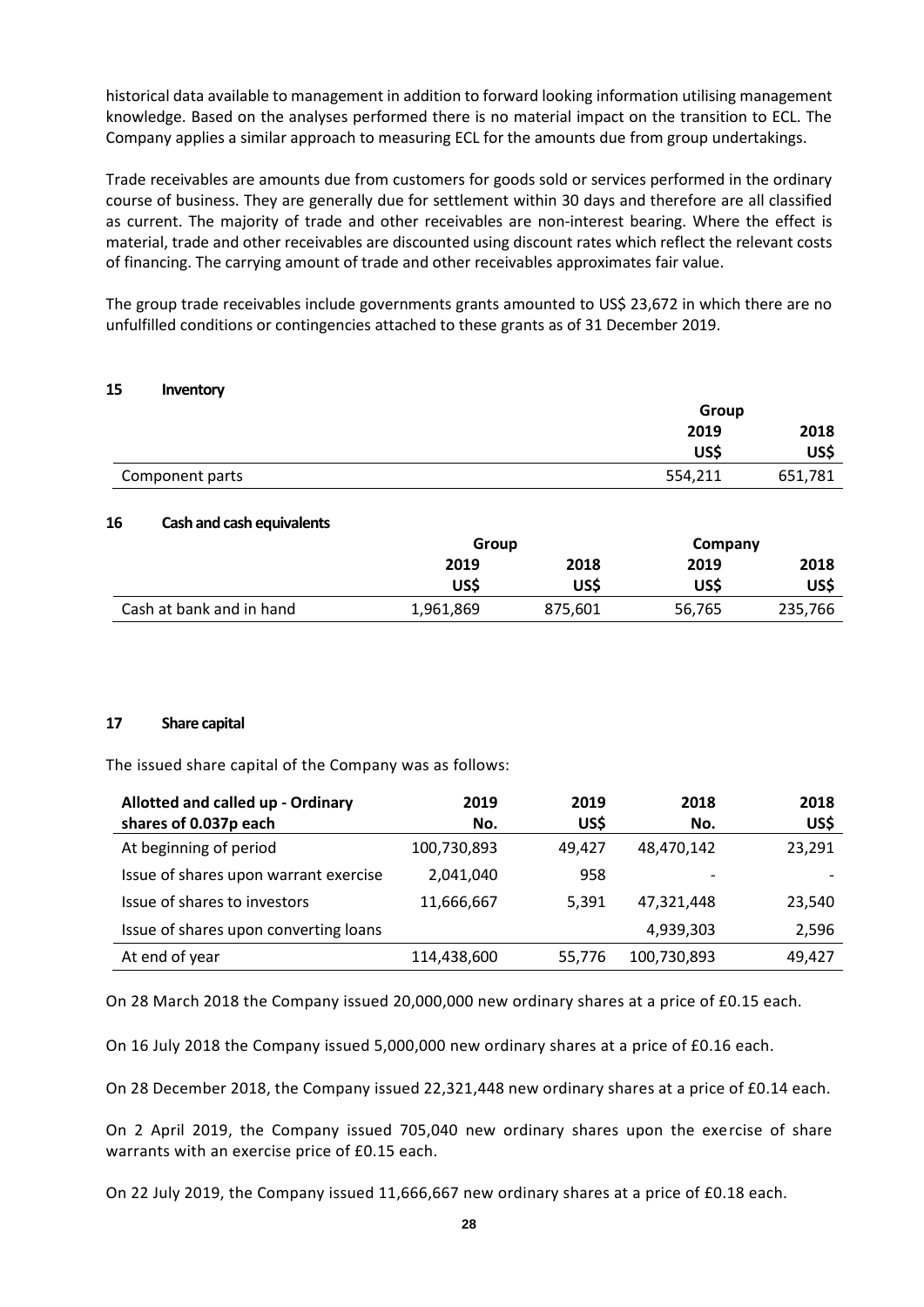historical data available to management in addition to forward looking information utilising management knowledge. Based on the analyses performed there is no material impact on the transition to ECL. The Company applies a similar approach to measuring ECL for the amounts due from group undertakings.

Trade receivables are amounts due from customers for goods sold or services performed in the ordinary course of business. They are generally due for settlement within 30 days and therefore are all classified as current. The majority of trade and other receivables are non-interest bearing. Where the effect is material, trade and other receivables are discounted using discount rates which reflect the relevant costs of financing. The carrying amount of trade and other receivables approximates fair value.

The group trade receivables include governments grants amounted to US$ 23,672 in which there are no unfulfilled conditions or contingencies attached to these grants as of 31 December 2019.

## 15 Inventory

| | Group | |
|---|---|---|
| | 2019 | 2018 |
| | US$ | US$ |
| Component parts | 554,211 | 651,781 |

## 16 Cash and cash equivalents

| | Group | | Company | |
|---|---|---|---|---|
| | 2019 | 2018 | 2019 | 2018 |
| | US$ | US$ | US$ | US$ |
| Cash at bank and in hand | 1,961,869 | 875,601 | 56,765 | 235,766 |

## 17 Share capital

The issued share capital of the Company was as follows:

| Allotted and called up - Ordinary shares of 0.037p each | 2019 No. | 2019 US$ | 2018 No. | 2018 US$ |
|---|---|---|---|---|
| At beginning of period | 100,730,893 | 49,427 | 48,470,142 | 23,291 |
| Issue of shares upon warrant exercise | 2,041,040 | 958 | - | - |
| Issue of shares to investors | 11,666,667 | 5,391 | 47,321,448 | 23,540 |
| Issue of shares upon converting loans | | | 4,939,303 | 2,596 |
| At end of year | 114,438,600 | 55,776 | 100,730,893 | 49,427 |

On 28 March 2018 the Company issued 20,000,000 new ordinary shares at a price of £0.15 each.

On 16 July 2018 the Company issued 5,000,000 new ordinary shares at a price of £0.16 each.

On 28 December 2018, the Company issued 22,321,448 new ordinary shares at a price of £0.14 each.

On 2 April 2019, the Company issued 705,040 new ordinary shares upon the exercise of share warrants with an exercise price of £0.15 each.

On 22 July 2019, the Company issued 11,666,667 new ordinary shares at a price of £0.18 each.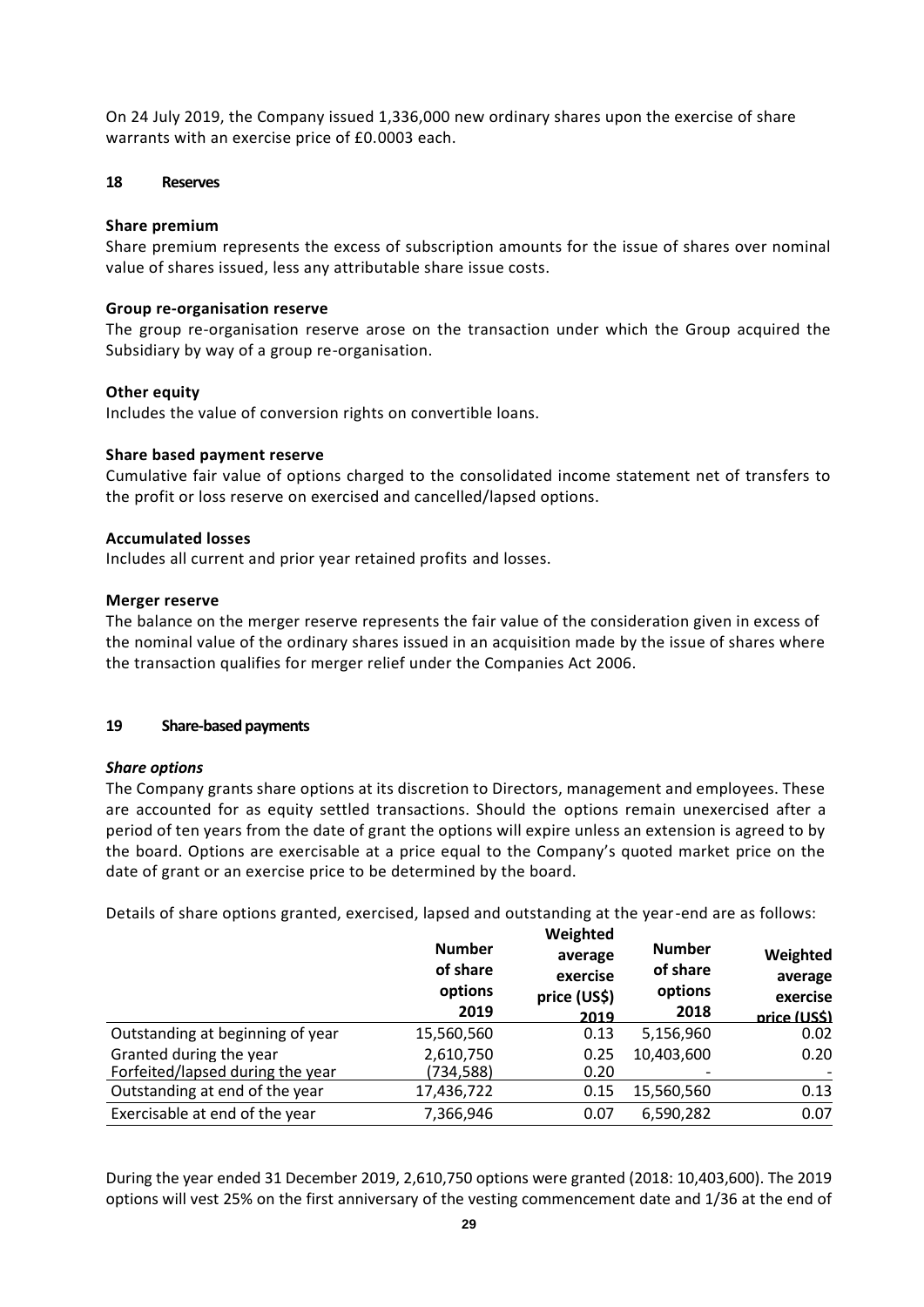On 24 July 2019, the Company issued 1,336,000 new ordinary shares upon the exercise of share warrants with an exercise price of £0.0003 each.

## 18 Reserves

**Share premium**
Share premium represents the excess of subscription amounts for the issue of shares over nominal value of shares issued, less any attributable share issue costs.

**Group re-organisation reserve**
The group re-organisation reserve arose on the transaction under which the Group acquired the Subsidiary by way of a group re-organisation.

**Other equity**
Includes the value of conversion rights on convertible loans.

**Share based payment reserve**
Cumulative fair value of options charged to the consolidated income statement net of transfers to the profit or loss reserve on exercised and cancelled/lapsed options.

**Accumulated losses**
Includes all current and prior year retained profits and losses.

**Merger reserve**
The balance on the merger reserve represents the fair value of the consideration given in excess of the nominal value of the ordinary shares issued in an acquisition made by the issue of shares where the transaction qualifies for merger relief under the Companies Act 2006.

## 19 Share-based payments

***Share options***
The Company grants share options at its discretion to Directors, management and employees. These are accounted for as equity settled transactions. Should the options remain unexercised after a period of ten years from the date of grant the options will expire unless an extension is agreed to by the board. Options are exercisable at a price equal to the Company's quoted market price on the date of grant or an exercise price to be determined by the board.

Details of share options granted, exercised, lapsed and outstanding at the year-end are as follows:

| | Number of share options 2019 | Weighted average exercise price (US$) 2019 | Number of share options 2018 | Weighted average exercise price (US$) |
|---|---|---|---|---|
| Outstanding at beginning of year | 15,560,560 | 0.13 | 5,156,960 | 0.02 |
| Granted during the year | 2,610,750 | 0.25 | 10,403,600 | 0.20 |
| Forfeited/lapsed during the year | (734,588) | 0.20 | - | - |
| Outstanding at end of the year | 17,436,722 | 0.15 | 15,560,560 | 0.13 |
| Exercisable at end of the year | 7,366,946 | 0.07 | 6,590,282 | 0.07 |

During the year ended 31 December 2019, 2,610,750 options were granted (2018: 10,403,600). The 2019 options will vest 25% on the first anniversary of the vesting commencement date and 1/36 at the end of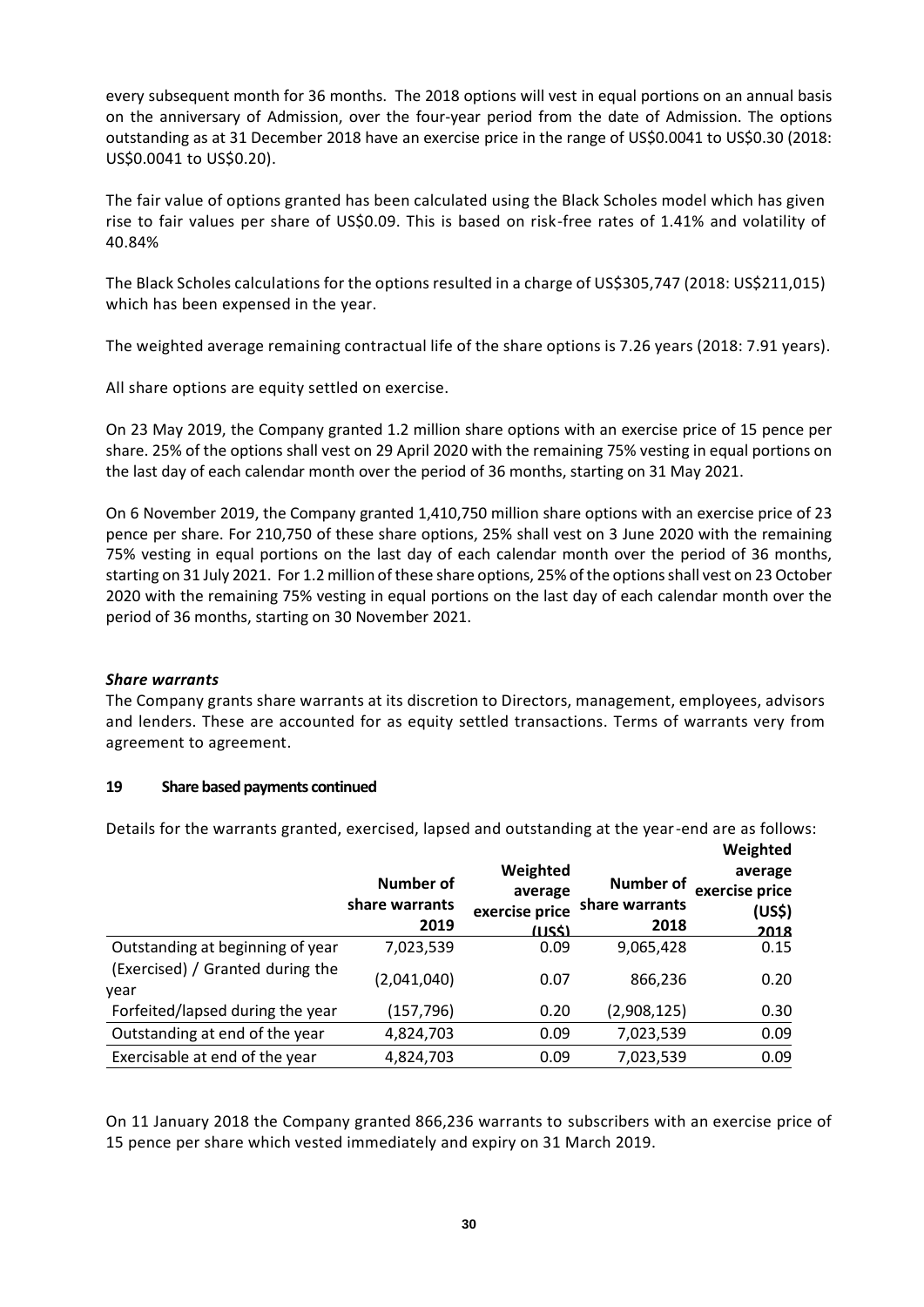every subsequent month for 36 months. The 2018 options will vest in equal portions on an annual basis on the anniversary of Admission, over the four-year period from the date of Admission. The options outstanding as at 31 December 2018 have an exercise price in the range of US$0.0041 to US$0.30 (2018: US$0.0041 to US$0.20).

The fair value of options granted has been calculated using the Black Scholes model which has given rise to fair values per share of US$0.09. This is based on risk-free rates of 1.41% and volatility of 40.84%

The Black Scholes calculations for the options resulted in a charge of US$305,747 (2018: US$211,015) which has been expensed in the year.

The weighted average remaining contractual life of the share options is 7.26 years (2018: 7.91 years).

All share options are equity settled on exercise.

On 23 May 2019, the Company granted 1.2 million share options with an exercise price of 15 pence per share. 25% of the options shall vest on 29 April 2020 with the remaining 75% vesting in equal portions on the last day of each calendar month over the period of 36 months, starting on 31 May 2021.

On 6 November 2019, the Company granted 1,410,750 million share options with an exercise price of 23 pence per share. For 210,750 of these share options, 25% shall vest on 3 June 2020 with the remaining 75% vesting in equal portions on the last day of each calendar month over the period of 36 months, starting on 31 July 2021. For 1.2 million of these share options, 25% of the options shall vest on 23 October 2020 with the remaining 75% vesting in equal portions on the last day of each calendar month over the period of 36 months, starting on 30 November 2021.

### *Share warrants*

The Company grants share warrants at its discretion to Directors, management, employees, advisors and lenders. These are accounted for as equity settled transactions. Terms of warrants very from agreement to agreement.

### 19 Share based payments continued

Details for the warrants granted, exercised, lapsed and outstanding at the year-end are as follows:

| | Number of share warrants 2019 | Weighted average exercise price (US$) | Number of share warrants 2018 | Weighted average exercise price (US$) 2018 |
|---|---|---|---|---|
| Outstanding at beginning of year | 7,023,539 | 0.09 | 9,065,428 | 0.15 |
| (Exercised) / Granted during the year | (2,041,040) | 0.07 | 866,236 | 0.20 |
| Forfeited/lapsed during the year | (157,796) | 0.20 | (2,908,125) | 0.30 |
| Outstanding at end of the year | 4,824,703 | 0.09 | 7,023,539 | 0.09 |
| Exercisable at end of the year | 4,824,703 | 0.09 | 7,023,539 | 0.09 |

On 11 January 2018 the Company granted 866,236 warrants to subscribers with an exercise price of 15 pence per share which vested immediately and expiry on 31 March 2019.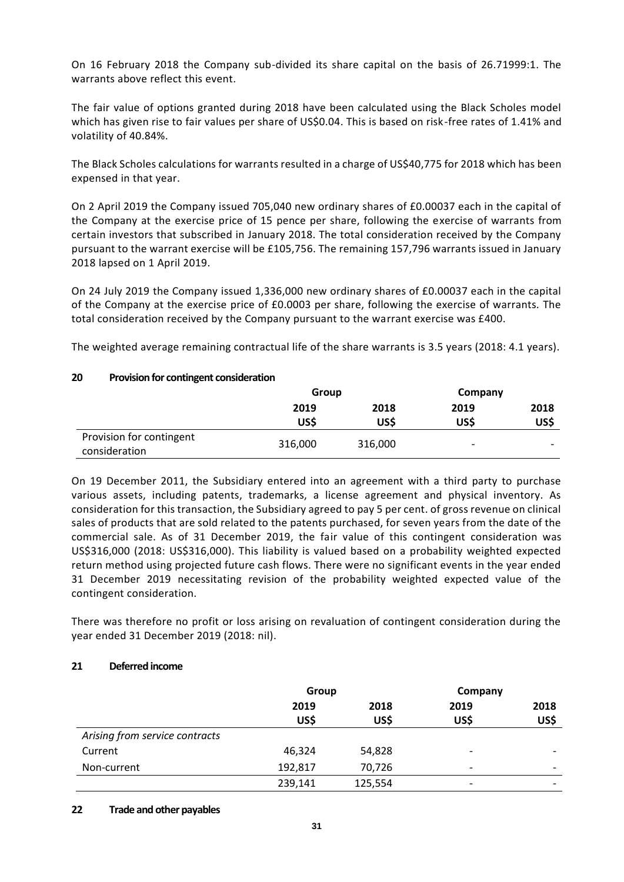On 16 February 2018 the Company sub-divided its share capital on the basis of 26.71999:1. The warrants above reflect this event.

The fair value of options granted during 2018 have been calculated using the Black Scholes model which has given rise to fair values per share of US$0.04. This is based on risk-free rates of 1.41% and volatility of 40.84%.

The Black Scholes calculations for warrants resulted in a charge of US$40,775 for 2018 which has been expensed in that year.

On 2 April 2019 the Company issued 705,040 new ordinary shares of £0.00037 each in the capital of the Company at the exercise price of 15 pence per share, following the exercise of warrants from certain investors that subscribed in January 2018. The total consideration received by the Company pursuant to the warrant exercise will be £105,756. The remaining 157,796 warrants issued in January 2018 lapsed on 1 April 2019.

On 24 July 2019 the Company issued 1,336,000 new ordinary shares of £0.00037 each in the capital of the Company at the exercise price of £0.0003 per share, following the exercise of warrants. The total consideration received by the Company pursuant to the warrant exercise was £400.

The weighted average remaining contractual life of the share warrants is 3.5 years (2018: 4.1 years).

## 20 Provision for contingent consideration

| | Group | | Company | |
|---|---|---|---|---|
| | 2019 US$ | 2018 US$ | 2019 US$ | 2018 US$ |
| Provision for contingent consideration | 316,000 | 316,000 | - | - |

On 19 December 2011, the Subsidiary entered into an agreement with a third party to purchase various assets, including patents, trademarks, a license agreement and physical inventory. As consideration for this transaction, the Subsidiary agreed to pay 5 per cent. of gross revenue on clinical sales of products that are sold related to the patents purchased, for seven years from the date of the commercial sale. As of 31 December 2019, the fair value of this contingent consideration was US$316,000 (2018: US$316,000). This liability is valued based on a probability weighted expected return method using projected future cash flows. There were no significant events in the year ended 31 December 2019 necessitating revision of the probability weighted expected value of the contingent consideration.

There was therefore no profit or loss arising on revaluation of contingent consideration during the year ended 31 December 2019 (2018: nil).

## 21 Deferred income

| | Group | | Company | |
|---|---|---|---|---|
| | 2019 US$ | 2018 US$ | 2019 US$ | 2018 US$ |
| *Arising from service contracts* | | | | |
| Current | 46,324 | 54,828 | - | - |
| Non-current | 192,817 | 70,726 | - | - |
| | 239,141 | 125,554 | - | - |

## 22 Trade and other payables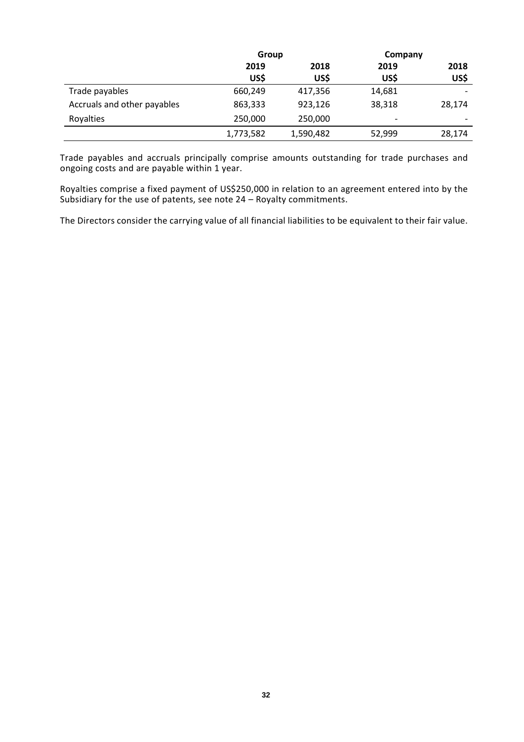| | Group | | Company | |
|---|---|---|---|---|
| | 2019 | 2018 | 2019 | 2018 |
| | US$ | US$ | US$ | US$ |
| Trade payables | 660,249 | 417,356 | 14,681 | - |
| Accruals and other payables | 863,333 | 923,126 | 38,318 | 28,174 |
| Royalties | 250,000 | 250,000 | - | - |
| | 1,773,582 | 1,590,482 | 52,999 | 28,174 |

Trade payables and accruals principally comprise amounts outstanding for trade purchases and ongoing costs and are payable within 1 year.

Royalties comprise a fixed payment of US$250,000 in relation to an agreement entered into by the Subsidiary for the use of patents, see note 24 – Royalty commitments.

The Directors consider the carrying value of all financial liabilities to be equivalent to their fair value.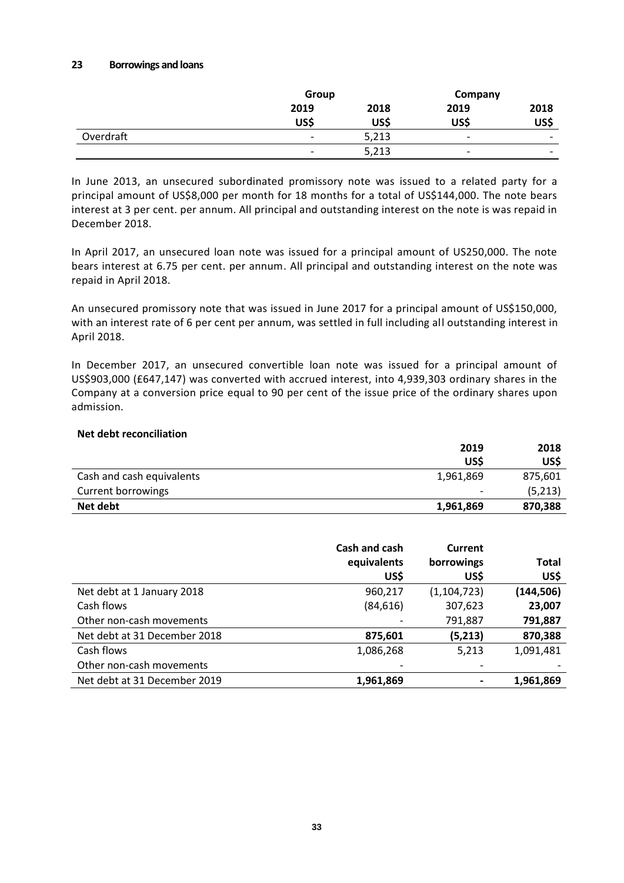## 23 Borrowings and loans

| | Group | | Company | |
|---|---|---|---|---|
| | 2019 | 2018 | 2019 | 2018 |
| | US$ | US$ | US$ | US$ |
| Overdraft | - | 5,213 | - | - |
| | - | 5,213 | - | - |

In June 2013, an unsecured subordinated promissory note was issued to a related party for a principal amount of US$8,000 per month for 18 months for a total of US$144,000. The note bears interest at 3 per cent. per annum. All principal and outstanding interest on the note is was repaid in December 2018.

In April 2017, an unsecured loan note was issued for a principal amount of US250,000. The note bears interest at 6.75 per cent. per annum. All principal and outstanding interest on the note was repaid in April 2018.

An unsecured promissory note that was issued in June 2017 for a principal amount of US$150,000, with an interest rate of 6 per cent per annum, was settled in full including all outstanding interest in April 2018.

In December 2017, an unsecured convertible loan note was issued for a principal amount of US$903,000 (£647,147) was converted with accrued interest, into 4,939,303 ordinary shares in the Company at a conversion price equal to 90 per cent of the issue price of the ordinary shares upon admission.

**Net debt reconciliation**

| | 2019 | 2018 |
|---|---|---|
| | US$ | US$ |
| Cash and cash equivalents | 1,961,869 | 875,601 |
| Current borrowings | - | (5,213) |
| **Net debt** | **1,961,869** | **870,388** |

| | Cash and cash equivalents | Current borrowings | Total |
|---|---|---|---|
| | US$ | US$ | US$ |
| Net debt at 1 January 2018 | 960,217 | (1,104,723) | **(144,506)** |
| Cash flows | (84,616) | 307,623 | **23,007** |
| Other non-cash movements | - | 791,887 | **791,887** |
| Net debt at 31 December 2018 | **875,601** | **(5,213)** | **870,388** |
| Cash flows | 1,086,268 | 5,213 | 1,091,481 |
| Other non-cash movements | - | - | - |
| Net debt at 31 December 2019 | **1,961,869** | **-** | **1,961,869** |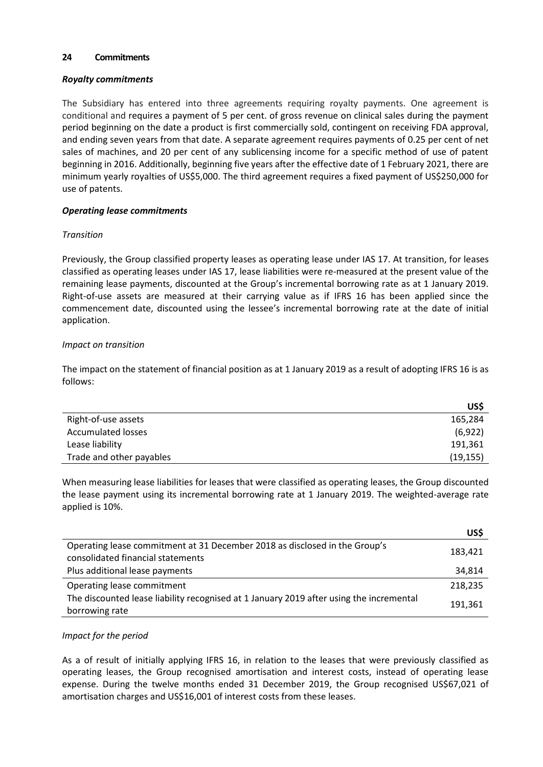## 24 Commitments

### *Royalty commitments*

The Subsidiary has entered into three agreements requiring royalty payments. One agreement is conditional and requires a payment of 5 per cent. of gross revenue on clinical sales during the payment period beginning on the date a product is first commercially sold, contingent on receiving FDA approval, and ending seven years from that date. A separate agreement requires payments of 0.25 per cent of net sales of machines, and 20 per cent of any sublicensing income for a specific method of use of patent beginning in 2016. Additionally, beginning five years after the effective date of 1 February 2021, there are minimum yearly royalties of US$5,000. The third agreement requires a fixed payment of US$250,000 for use of patents.

### *Operating lease commitments*

*Transition*

Previously, the Group classified property leases as operating lease under IAS 17. At transition, for leases classified as operating leases under IAS 17, lease liabilities were re-measured at the present value of the remaining lease payments, discounted at the Group's incremental borrowing rate as at 1 January 2019. Right-of-use assets are measured at their carrying value as if IFRS 16 has been applied since the commencement date, discounted using the lessee's incremental borrowing rate at the date of initial application.

*Impact on transition*

The impact on the statement of financial position as at 1 January 2019 as a result of adopting IFRS 16 is as follows:

| | US$ |
|---|---|
| Right-of-use assets | 165,284 |
| Accumulated losses | (6,922) |
| Lease liability | 191,361 |
| Trade and other payables | (19,155) |

When measuring lease liabilities for leases that were classified as operating leases, the Group discounted the lease payment using its incremental borrowing rate at 1 January 2019. The weighted-average rate applied is 10%.

| | US$ |
|---|---|
| Operating lease commitment at 31 December 2018 as disclosed in the Group's consolidated financial statements | 183,421 |
| Plus additional lease payments | 34,814 |
| Operating lease commitment | 218,235 |
| The discounted lease liability recognised at 1 January 2019 after using the incremental borrowing rate | 191,361 |

*Impact for the period*

As a of result of initially applying IFRS 16, in relation to the leases that were previously classified as operating leases, the Group recognised amortisation and interest costs, instead of operating lease expense. During the twelve months ended 31 December 2019, the Group recognised US$67,021 of amortisation charges and US$16,001 of interest costs from these leases.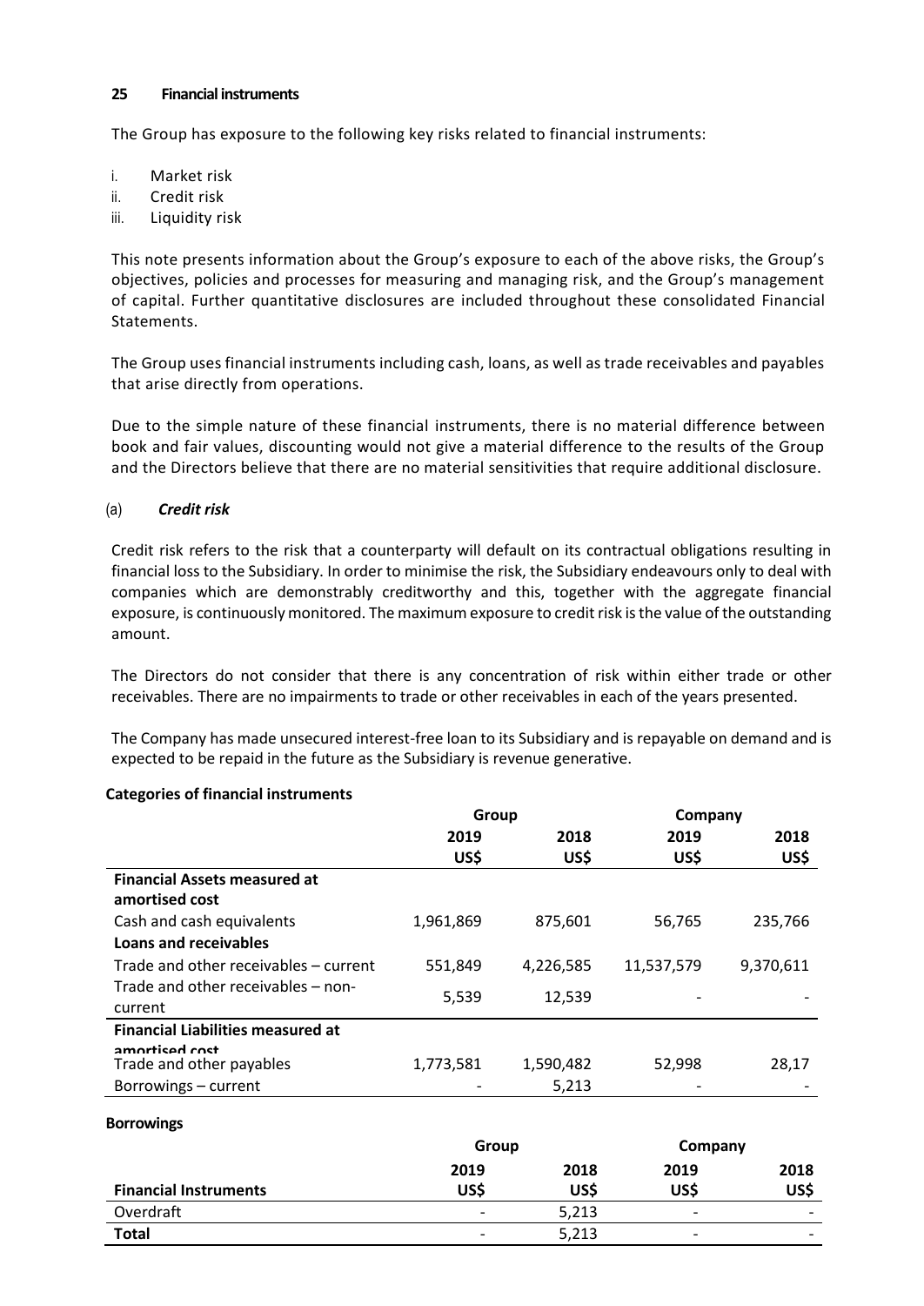## 25 Financial instruments

The Group has exposure to the following key risks related to financial instruments:

i. Market risk
ii. Credit risk
iii. Liquidity risk

This note presents information about the Group's exposure to each of the above risks, the Group's objectives, policies and processes for measuring and managing risk, and the Group's management of capital. Further quantitative disclosures are included throughout these consolidated Financial Statements.

The Group uses financial instruments including cash, loans, as well as trade receivables and payables that arise directly from operations.

Due to the simple nature of these financial instruments, there is no material difference between book and fair values, discounting would not give a material difference to the results of the Group and the Directors believe that there are no material sensitivities that require additional disclosure.

### (a) *Credit risk*

Credit risk refers to the risk that a counterparty will default on its contractual obligations resulting in financial loss to the Subsidiary. In order to minimise the risk, the Subsidiary endeavours only to deal with companies which are demonstrably creditworthy and this, together with the aggregate financial exposure, is continuously monitored. The maximum exposure to credit risk is the value of the outstanding amount.

The Directors do not consider that there is any concentration of risk within either trade or other receivables. There are no impairments to trade or other receivables in each of the years presented.

The Company has made unsecured interest-free loan to its Subsidiary and is repayable on demand and is expected to be repaid in the future as the Subsidiary is revenue generative.

**Categories of financial instruments**

| | Group | | Company | |
|---|---|---|---|---|
| | 2019 US$ | 2018 US$ | 2019 US$ | 2018 US$ |
| **Financial Assets measured at amortised cost** | | | | |
| Cash and cash equivalents | 1,961,869 | 875,601 | 56,765 | 235,766 |
| **Loans and receivables** | | | | |
| Trade and other receivables – current | 551,849 | 4,226,585 | 11,537,579 | 9,370,611 |
| Trade and other receivables – non-current | 5,539 | 12,539 | - | - |
| **Financial Liabilities measured at amortised cost** | | | | |
| Trade and other payables | 1,773,581 | 1,590,482 | 52,998 | 28,17 |
| Borrowings – current | - | 5,213 | - | - |

**Borrowings**

| | Group | | Company | |
|---|---|---|---|---|
| **Financial Instruments** | 2019 US$ | 2018 US$ | 2019 US$ | 2018 US$ |
| Overdraft | - | 5,213 | - | - |
| **Total** | - | 5,213 | - | - |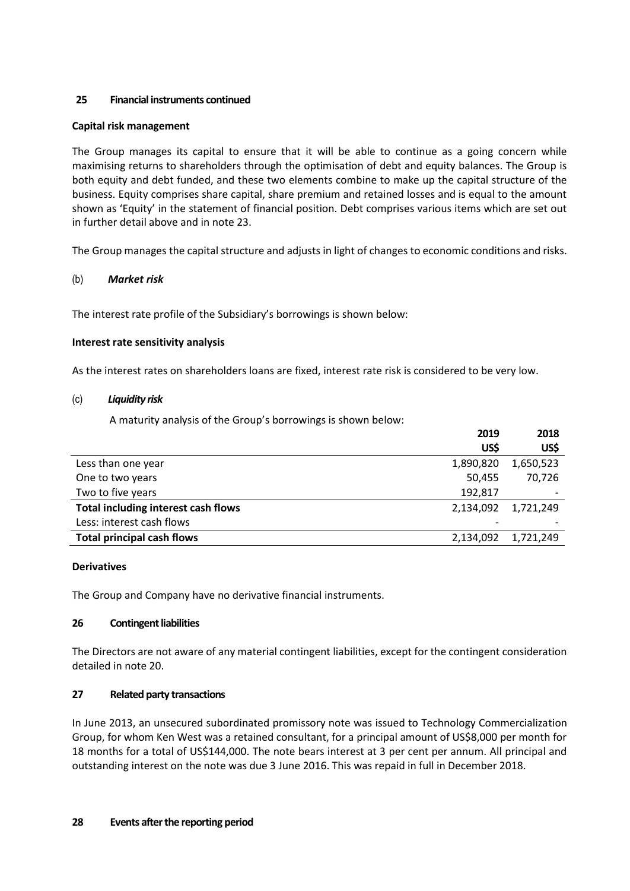## 25 Financial instruments continued

**Capital risk management**

The Group manages its capital to ensure that it will be able to continue as a going concern while maximising returns to shareholders through the optimisation of debt and equity balances. The Group is both equity and debt funded, and these two elements combine to make up the capital structure of the business. Equity comprises share capital, share premium and retained losses and is equal to the amount shown as 'Equity' in the statement of financial position. Debt comprises various items which are set out in further detail above and in note 23.

The Group manages the capital structure and adjusts in light of changes to economic conditions and risks.

(b) ***Market risk***

The interest rate profile of the Subsidiary's borrowings is shown below:

**Interest rate sensitivity analysis**

As the interest rates on shareholders loans are fixed, interest rate risk is considered to be very low.

(c) ***Liquidity risk***

A maturity analysis of the Group's borrowings is shown below:

| | 2019 US$ | 2018 US$ |
|---|---|---|
| Less than one year | 1,890,820 | 1,650,523 |
| One to two years | 50,455 | 70,726 |
| Two to five years | 192,817 | - |
| **Total including interest cash flows** | 2,134,092 | 1,721,249 |
| Less: interest cash flows | - | - |
| **Total principal cash flows** | 2,134,092 | 1,721,249 |

**Derivatives**

The Group and Company have no derivative financial instruments.

## 26 Contingent liabilities

The Directors are not aware of any material contingent liabilities, except for the contingent consideration detailed in note 20.

## 27 Related party transactions

In June 2013, an unsecured subordinated promissory note was issued to Technology Commercialization Group, for whom Ken West was a retained consultant, for a principal amount of US$8,000 per month for 18 months for a total of US$144,000. The note bears interest at 3 per cent per annum. All principal and outstanding interest on the note was due 3 June 2016. This was repaid in full in December 2018.

## 28 Events after the reporting period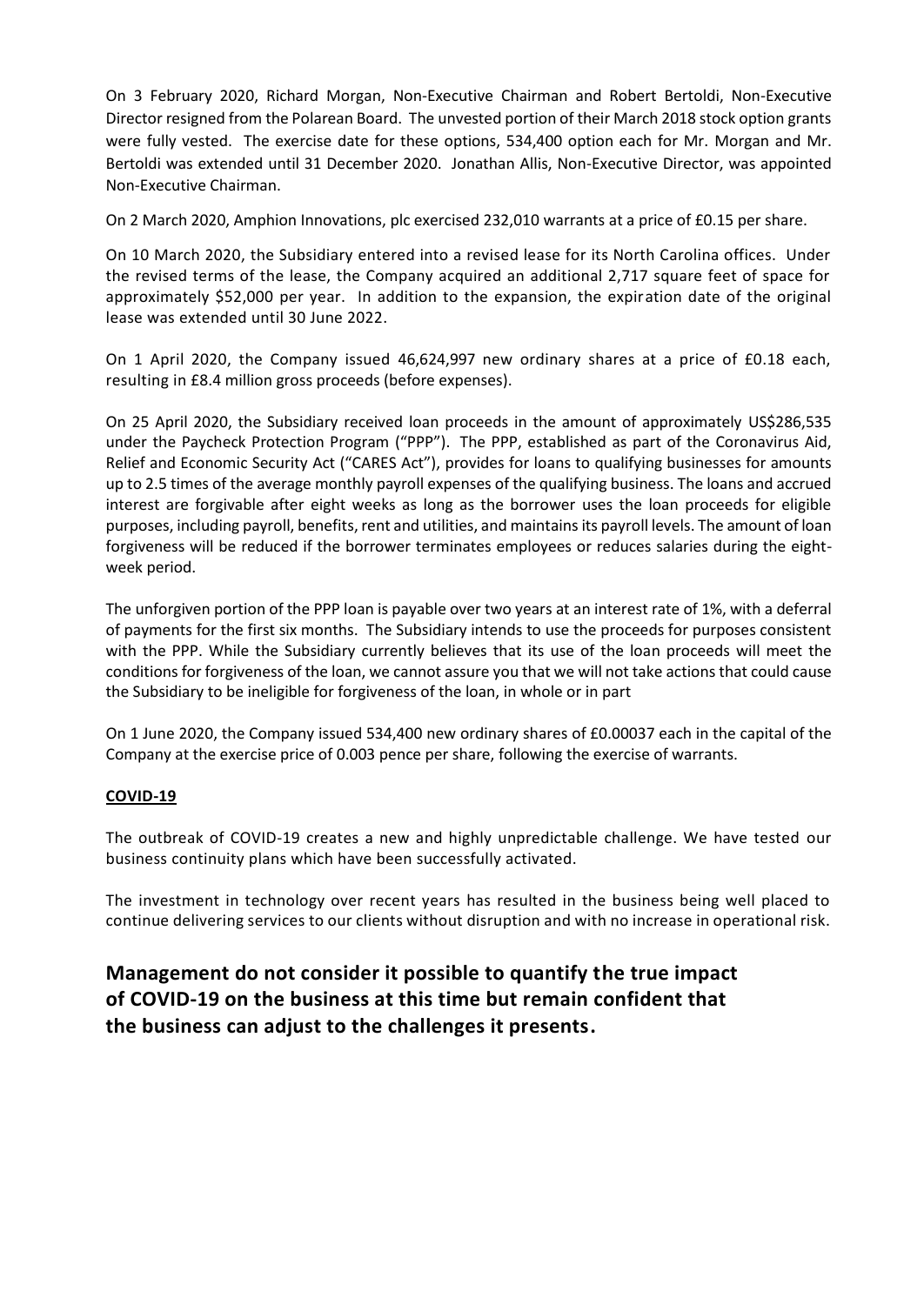On 3 February 2020, Richard Morgan, Non-Executive Chairman and Robert Bertoldi, Non-Executive Director resigned from the Polarean Board. The unvested portion of their March 2018 stock option grants were fully vested. The exercise date for these options, 534,400 option each for Mr. Morgan and Mr. Bertoldi was extended until 31 December 2020. Jonathan Allis, Non-Executive Director, was appointed Non-Executive Chairman.

On 2 March 2020, Amphion Innovations, plc exercised 232,010 warrants at a price of £0.15 per share.

On 10 March 2020, the Subsidiary entered into a revised lease for its North Carolina offices. Under the revised terms of the lease, the Company acquired an additional 2,717 square feet of space for approximately $52,000 per year. In addition to the expansion, the expiration date of the original lease was extended until 30 June 2022.

On 1 April 2020, the Company issued 46,624,997 new ordinary shares at a price of £0.18 each, resulting in £8.4 million gross proceeds (before expenses).

On 25 April 2020, the Subsidiary received loan proceeds in the amount of approximately US$286,535 under the Paycheck Protection Program ("PPP"). The PPP, established as part of the Coronavirus Aid, Relief and Economic Security Act ("CARES Act"), provides for loans to qualifying businesses for amounts up to 2.5 times of the average monthly payroll expenses of the qualifying business. The loans and accrued interest are forgivable after eight weeks as long as the borrower uses the loan proceeds for eligible purposes, including payroll, benefits, rent and utilities, and maintains its payroll levels. The amount of loan forgiveness will be reduced if the borrower terminates employees or reduces salaries during the eight-week period.

The unforgiven portion of the PPP loan is payable over two years at an interest rate of 1%, with a deferral of payments for the first six months. The Subsidiary intends to use the proceeds for purposes consistent with the PPP. While the Subsidiary currently believes that its use of the loan proceeds will meet the conditions for forgiveness of the loan, we cannot assure you that we will not take actions that could cause the Subsidiary to be ineligible for forgiveness of the loan, in whole or in part

On 1 June 2020, the Company issued 534,400 new ordinary shares of £0.00037 each in the capital of the Company at the exercise price of 0.003 pence per share, following the exercise of warrants.

**COVID-19**

The outbreak of COVID-19 creates a new and highly unpredictable challenge. We have tested our business continuity plans which have been successfully activated.

The investment in technology over recent years has resulted in the business being well placed to continue delivering services to our clients without disruption and with no increase in operational risk.

**Management do not consider it possible to quantify the true impact of COVID-19 on the business at this time but remain confident that the business can adjust to the challenges it presents.**